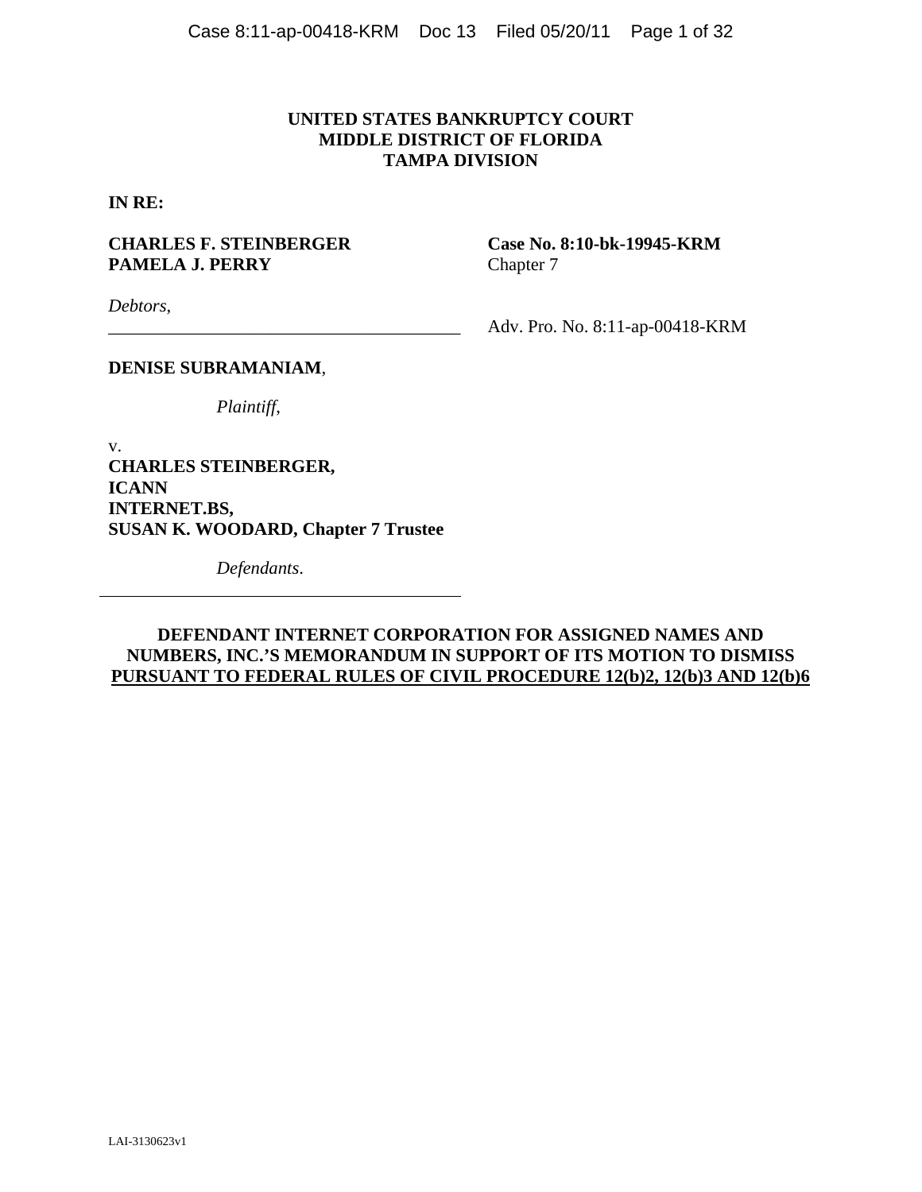**UNITED STATES BANKRUPTCY COURT**
**MIDDLE DISTRICT OF FLORIDA**
**TAMPA DIVISION**

**IN RE:**

**CHARLES F. STEINBERGER**
**PAMELA J. PERRY**

*Debtors,*

**Case No. 8:10-bk-19945-KRM**
Chapter 7

Adv. Pro. No. 8:11-ap-00418-KRM

**DENISE SUBRAMANIAM**,

*Plaintiff,*

v.
**CHARLES STEINBERGER,**
**ICANN**
**INTERNET.BS,**
**SUSAN K. WOODARD, Chapter 7 Trustee**

*Defendants.*

**DEFENDANT INTERNET CORPORATION FOR ASSIGNED NAMES AND NUMBERS, INC.'S MEMORANDUM IN SUPPORT OF ITS MOTION TO DISMISS PURSUANT TO FEDERAL RULES OF CIVIL PROCEDURE 12(b)2, 12(b)3 AND 12(b)6**

LAI-3130623v1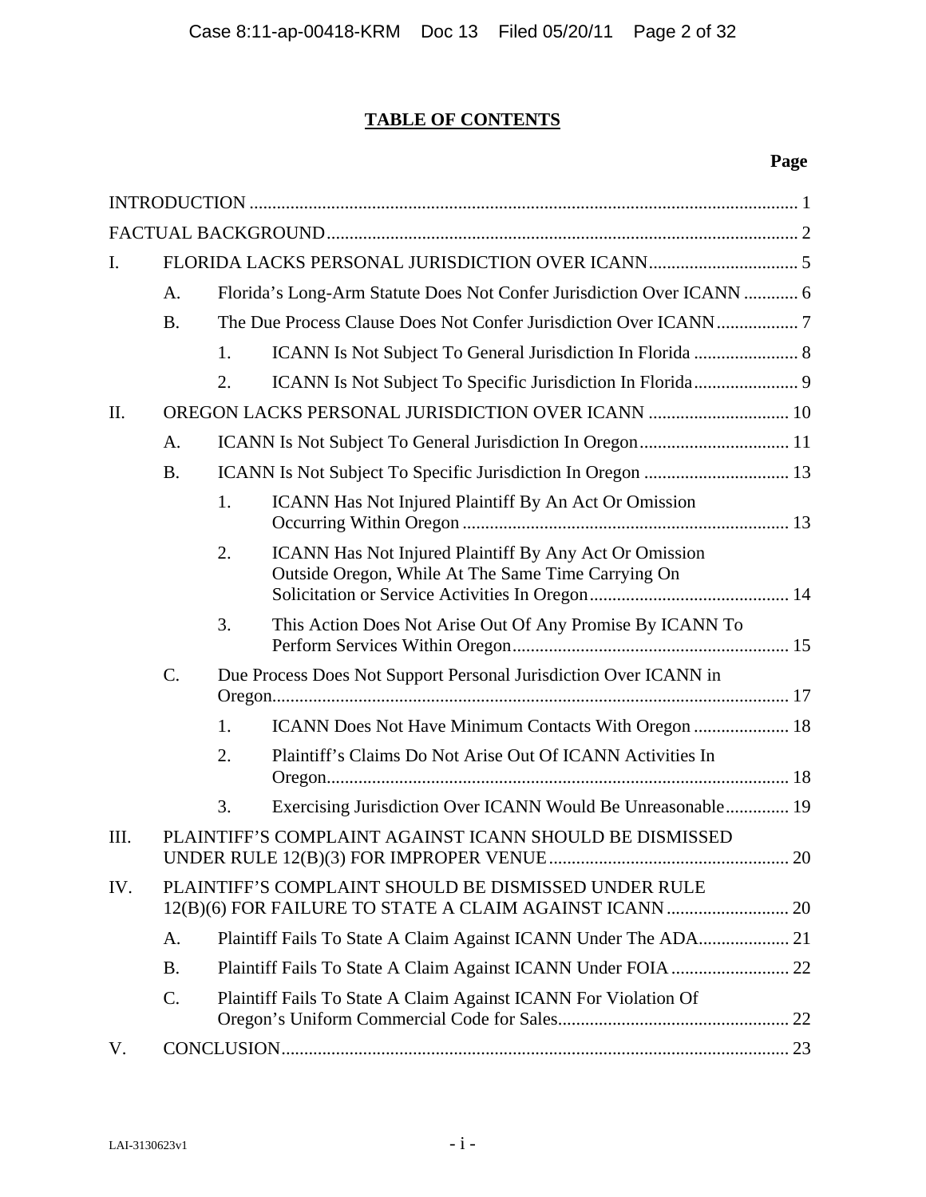# TABLE OF CONTENTS

| | | | | Page |
|---|---|---|---|---|
| INTRODUCTION | | | | 1 |
| FACTUAL BACKGROUND | | | | 2 |
| I. | FLORIDA LACKS PERSONAL JURISDICTION OVER ICANN | | | 5 |
| | A. | Florida's Long-Arm Statute Does Not Confer Jurisdiction Over ICANN | | 6 |
| | B. | The Due Process Clause Does Not Confer Jurisdiction Over ICANN | | 7 |
| | | 1. | ICANN Is Not Subject To General Jurisdiction In Florida | 8 |
| | | 2. | ICANN Is Not Subject To Specific Jurisdiction In Florida | 9 |
| II. | OREGON LACKS PERSONAL JURISDICTION OVER ICANN | | | 10 |
| | A. | ICANN Is Not Subject To General Jurisdiction In Oregon | | 11 |
| | B. | ICANN Is Not Subject To Specific Jurisdiction In Oregon | | 13 |
| | | 1. | ICANN Has Not Injured Plaintiff By An Act Or Omission Occurring Within Oregon | 13 |
| | | 2. | ICANN Has Not Injured Plaintiff By Any Act Or Omission Outside Oregon, While At The Same Time Carrying On Solicitation or Service Activities In Oregon | 14 |
| | | 3. | This Action Does Not Arise Out Of Any Promise By ICANN To Perform Services Within Oregon | 15 |
| | C. | Due Process Does Not Support Personal Jurisdiction Over ICANN in Oregon | | 17 |
| | | 1. | ICANN Does Not Have Minimum Contacts With Oregon | 18 |
| | | 2. | Plaintiff's Claims Do Not Arise Out Of ICANN Activities In Oregon | 18 |
| | | 3. | Exercising Jurisdiction Over ICANN Would Be Unreasonable | 19 |
| III. | PLAINTIFF'S COMPLAINT AGAINST ICANN SHOULD BE DISMISSED UNDER RULE 12(B)(3) FOR IMPROPER VENUE | | | 20 |
| IV. | PLAINTIFF'S COMPLAINT SHOULD BE DISMISSED UNDER RULE 12(B)(6) FOR FAILURE TO STATE A CLAIM AGAINST ICANN | | | 20 |
| | A. | Plaintiff Fails To State A Claim Against ICANN Under The ADA | | 21 |
| | B. | Plaintiff Fails To State A Claim Against ICANN Under FOIA | | 22 |
| | C. | Plaintiff Fails To State A Claim Against ICANN For Violation Of Oregon's Uniform Commercial Code for Sales | | 22 |
| V. | CONCLUSION | | | 23 |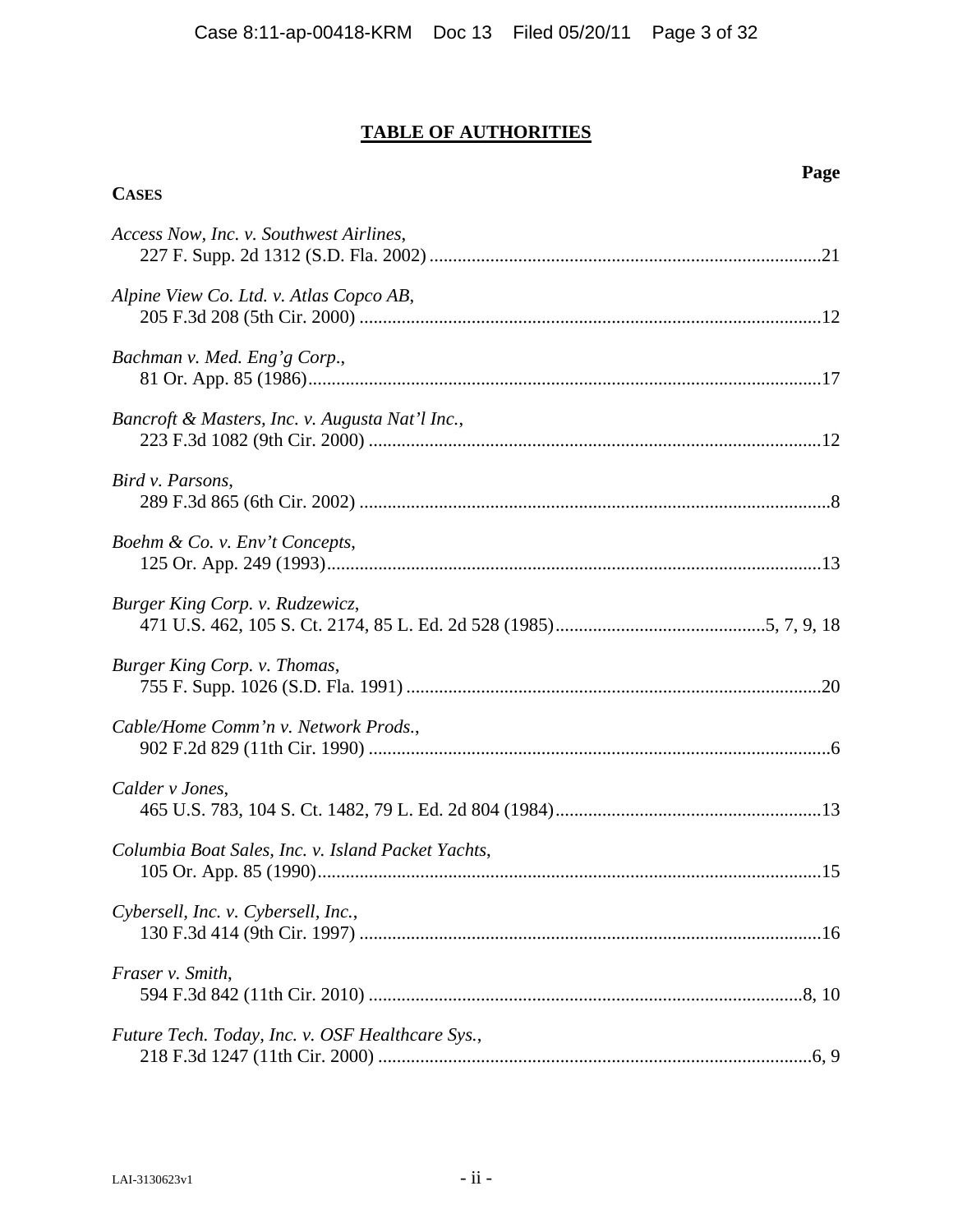# TABLE OF AUTHORITIES

**CASES** | **Page**

*Access Now, Inc. v. Southwest Airlines*,
227 F. Supp. 2d 1312 (S.D. Fla. 2002) .......... 21

*Alpine View Co. Ltd. v. Atlas Copco AB*,
205 F.3d 208 (5th Cir. 2000) .......... 12

*Bachman v. Med. Eng'g Corp.*,
81 Or. App. 85 (1986) .......... 17

*Bancroft & Masters, Inc. v. Augusta Nat'l Inc.*,
223 F.3d 1082 (9th Cir. 2000) .......... 12

*Bird v. Parsons*,
289 F.3d 865 (6th Cir. 2002) .......... 8

*Boehm & Co. v. Env't Concepts*,
125 Or. App. 249 (1993) .......... 13

*Burger King Corp. v. Rudzewicz*,
471 U.S. 462, 105 S. Ct. 2174, 85 L. Ed. 2d 528 (1985) .......... 5, 7, 9, 18

*Burger King Corp. v. Thomas*,
755 F. Supp. 1026 (S.D. Fla. 1991) .......... 20

*Cable/Home Comm'n v. Network Prods.*,
902 F.2d 829 (11th Cir. 1990) .......... 6

*Calder v Jones*,
465 U.S. 783, 104 S. Ct. 1482, 79 L. Ed. 2d 804 (1984) .......... 13

*Columbia Boat Sales, Inc. v. Island Packet Yachts*,
105 Or. App. 85 (1990) .......... 15

*Cybersell, Inc. v. Cybersell, Inc.*,
130 F.3d 414 (9th Cir. 1997) .......... 16

*Fraser v. Smith*,
594 F.3d 842 (11th Cir. 2010) .......... 8, 10

*Future Tech. Today, Inc. v. OSF Healthcare Sys.*,
218 F.3d 1247 (11th Cir. 2000) .......... 6, 9

LAI-3130623v1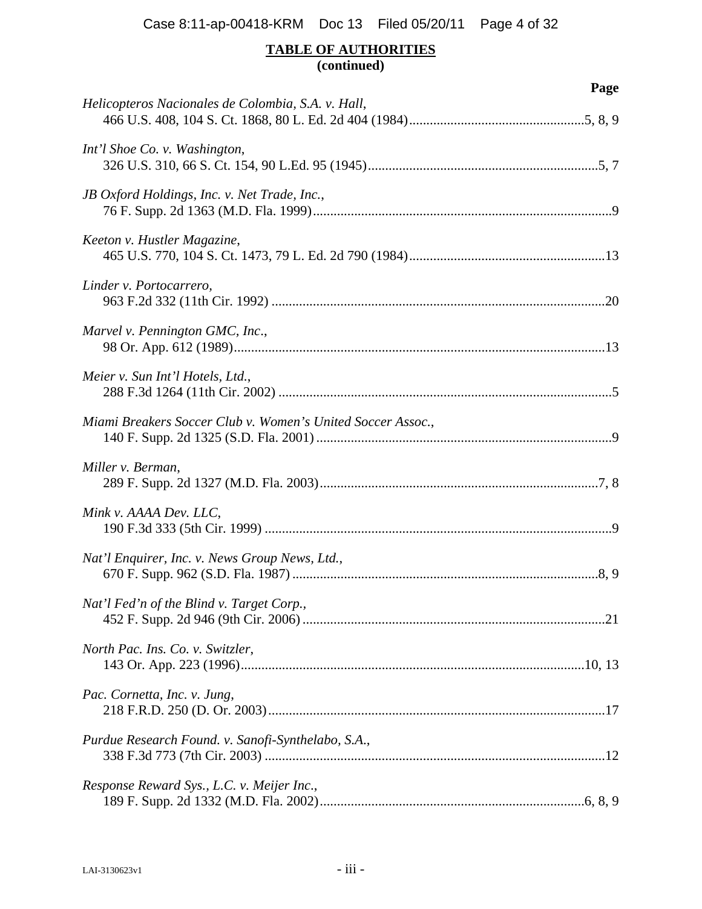**TABLE OF AUTHORITIES**
**(continued)**

**Page**

*Helicopteros Nacionales de Colombia, S.A. v. Hall*,
466 U.S. 408, 104 S. Ct. 1868, 80 L. Ed. 2d 404 (1984) .......... 5, 8, 9

*Int'l Shoe Co. v. Washington*,
326 U.S. 310, 66 S. Ct. 154, 90 L.Ed. 95 (1945) .......... 5, 7

*JB Oxford Holdings, Inc. v. Net Trade, Inc.*,
76 F. Supp. 2d 1363 (M.D. Fla. 1999) .......... 9

*Keeton v. Hustler Magazine*,
465 U.S. 770, 104 S. Ct. 1473, 79 L. Ed. 2d 790 (1984) .......... 13

*Linder v. Portocarrero*,
963 F.2d 332 (11th Cir. 1992) .......... 20

*Marvel v. Pennington GMC, Inc*.,
98 Or. App. 612 (1989) .......... 13

*Meier v. Sun Int'l Hotels, Ltd.*,
288 F.3d 1264 (11th Cir. 2002) .......... 5

*Miami Breakers Soccer Club v. Women's United Soccer Assoc.*,
140 F. Supp. 2d 1325 (S.D. Fla. 2001) .......... 9

*Miller v. Berman*,
289 F. Supp. 2d 1327 (M.D. Fla. 2003) .......... 7, 8

*Mink v. AAAA Dev. LLC*,
190 F.3d 333 (5th Cir. 1999) .......... 9

*Nat'l Enquirer, Inc. v. News Group News, Ltd.*,
670 F. Supp. 962 (S.D. Fla. 1987) .......... 8, 9

*Nat'l Fed'n of the Blind v. Target Corp.*,
452 F. Supp. 2d 946 (9th Cir. 2006) .......... 21

*North Pac. Ins. Co. v. Switzler*,
143 Or. App. 223 (1996) .......... 10, 13

*Pac. Cornetta, Inc. v. Jung*,
218 F.R.D. 250 (D. Or. 2003) .......... 17

*Purdue Research Found. v. Sanofi-Synthelabo, S.A.*,
338 F.3d 773 (7th Cir. 2003) .......... 12

*Response Reward Sys., L.C. v. Meijer Inc*.,
189 F. Supp. 2d 1332 (M.D. Fla. 2002) .......... 6, 8, 9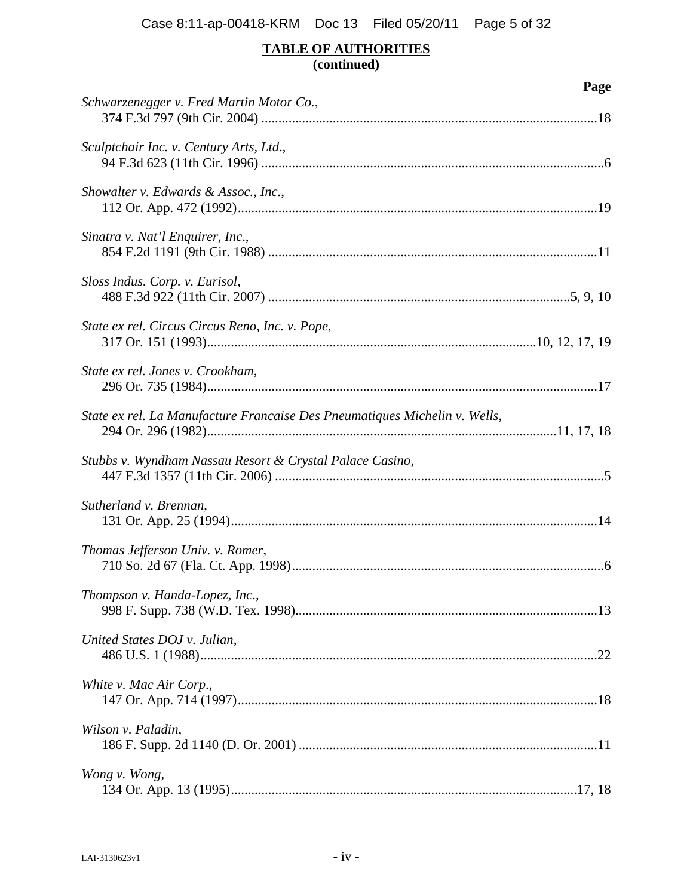**TABLE OF AUTHORITIES**
**(continued)**

**Page**

*Schwarzenegger v. Fred Martin Motor Co.*,
374 F.3d 797 (9th Cir. 2004) .......... 18

*Sculptchair Inc. v. Century Arts, Ltd*.,
94 F.3d 623 (11th Cir. 1996) .......... 6

*Showalter v. Edwards & Assoc., Inc.*,
112 Or. App. 472 (1992) .......... 19

*Sinatra v. Nat'l Enquirer, Inc*.,
854 F.2d 1191 (9th Cir. 1988) .......... 11

*Sloss Indus. Corp. v. Eurisol*,
488 F.3d 922 (11th Cir. 2007) .......... 5, 9, 10

*State ex rel. Circus Circus Reno, Inc. v. Pope*,
317 Or. 151 (1993) .......... 10, 12, 17, 19

*State ex rel. Jones v. Crookham*,
296 Or. 735 (1984) .......... 17

*State ex rel. La Manufacture Francaise Des Pneumatiques Michelin v. Wells*,
294 Or. 296 (1982) .......... 11, 17, 18

*Stubbs v. Wyndham Nassau Resort & Crystal Palace Casino*,
447 F.3d 1357 (11th Cir. 2006) .......... 5

*Sutherland v. Brennan*,
131 Or. App. 25 (1994) .......... 14

*Thomas Jefferson Univ. v. Romer*,
710 So. 2d 67 (Fla. Ct. App. 1998) .......... 6

*Thompson v. Handa-Lopez, Inc*.,
998 F. Supp. 738 (W.D. Tex. 1998) .......... 13

*United States DOJ v. Julian*,
486 U.S. 1 (1988) .......... 22

*White v. Mac Air Corp*.,
147 Or. App. 714 (1997) .......... 18

*Wilson v. Paladin*,
186 F. Supp. 2d 1140 (D. Or. 2001) .......... 11

*Wong v. Wong*,
134 Or. App. 13 (1995) .......... 17, 18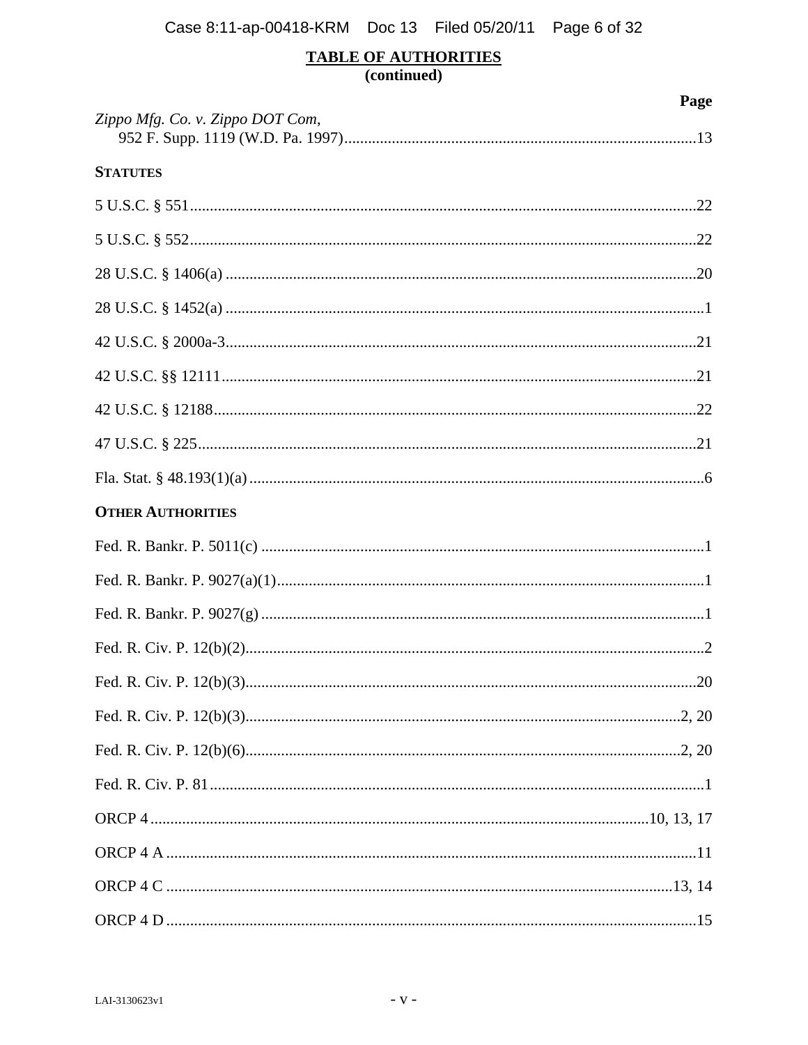## TABLE OF AUTHORITIES
### (continued)

**Page**

*Zippo Mfg. Co. v. Zippo DOT Com*,
952 F. Supp. 1119 (W.D. Pa. 1997) .......... 13

**STATUTES**

5 U.S.C. § 551 .......... 22

5 U.S.C. § 552 .......... 22

28 U.S.C. § 1406(a) .......... 20

28 U.S.C. § 1452(a) .......... 1

42 U.S.C. § 2000a-3 .......... 21

42 U.S.C. §§ 12111 .......... 21

42 U.S.C. § 12188 .......... 22

47 U.S.C. § 225 .......... 21

Fla. Stat. § 48.193(1)(a) .......... 6

**OTHER AUTHORITIES**

Fed. R. Bankr. P. 5011(c) .......... 1

Fed. R. Bankr. P. 9027(a)(1) .......... 1

Fed. R. Bankr. P. 9027(g) .......... 1

Fed. R. Civ. P. 12(b)(2) .......... 2

Fed. R. Civ. P. 12(b)(3) .......... 20

Fed. R. Civ. P. 12(b)(3) .......... 2, 20

Fed. R. Civ. P. 12(b)(6) .......... 2, 20

Fed. R. Civ. P. 81 .......... 1

ORCP 4 .......... 10, 13, 17

ORCP 4 A .......... 11

ORCP 4 C .......... 13, 14

ORCP 4 D .......... 15

LAI-3130623v1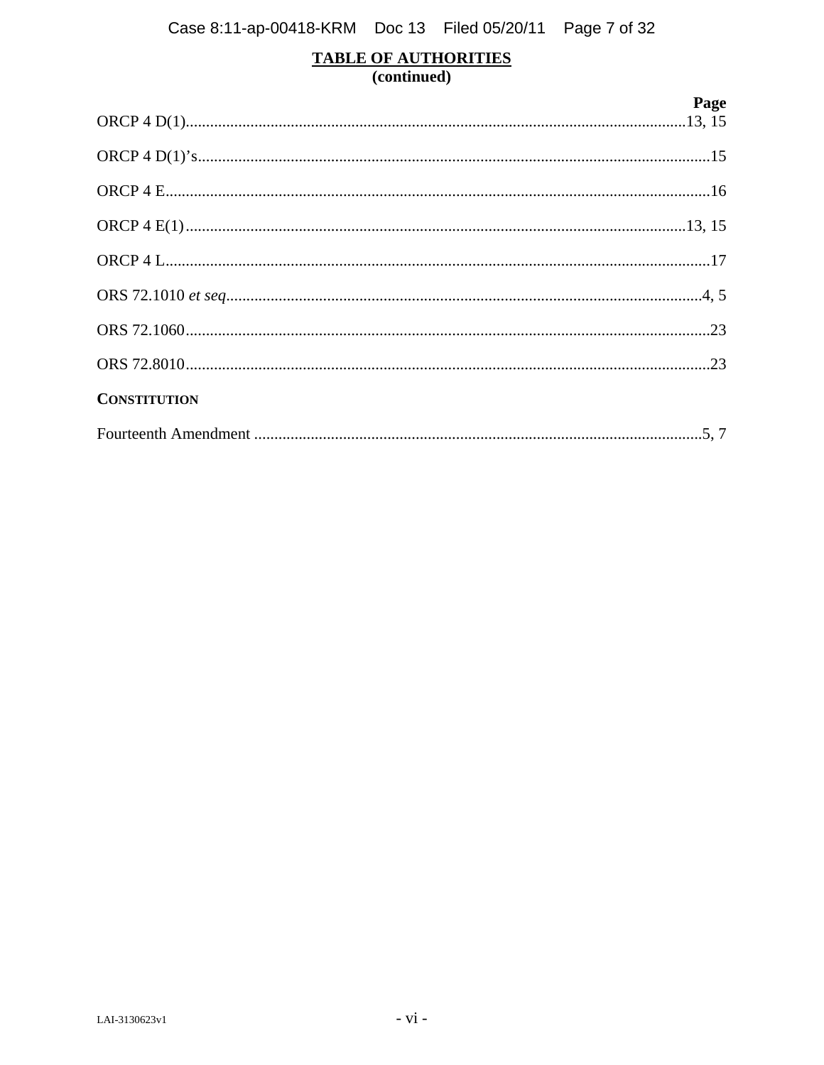## TABLE OF AUTHORITIES
**(continued)**

| | **Page** |
|---|---|
| ORCP 4 D(1) | 13, 15 |
| ORCP 4 D(1)'s | 15 |
| ORCP 4 E | 16 |
| ORCP 4 E(1) | 13, 15 |
| ORCP 4 L | 17 |
| ORS 72.1010 *et seq* | 4, 5 |
| ORS 72.1060 | 23 |
| ORS 72.8010 | 23 |
| **CONSTITUTION** | |
| Fourteenth Amendment | 5, 7 |

LAI-3130623v1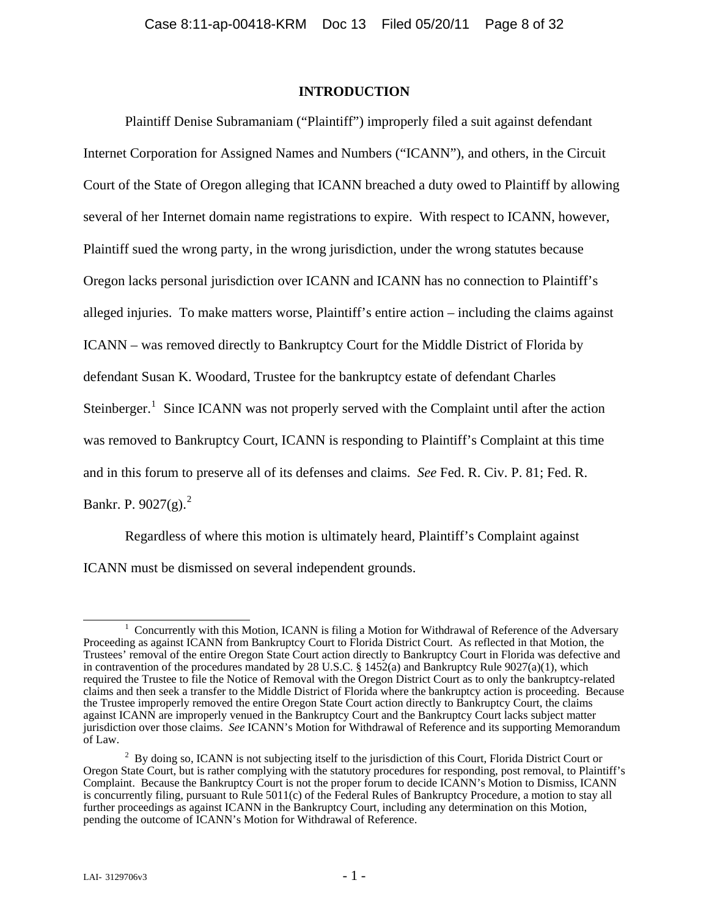# INTRODUCTION

Plaintiff Denise Subramaniam ("Plaintiff") improperly filed a suit against defendant Internet Corporation for Assigned Names and Numbers ("ICANN"), and others, in the Circuit Court of the State of Oregon alleging that ICANN breached a duty owed to Plaintiff by allowing several of her Internet domain name registrations to expire. With respect to ICANN, however, Plaintiff sued the wrong party, in the wrong jurisdiction, under the wrong statutes because Oregon lacks personal jurisdiction over ICANN and ICANN has no connection to Plaintiff's alleged injuries. To make matters worse, Plaintiff's entire action – including the claims against ICANN – was removed directly to Bankruptcy Court for the Middle District of Florida by defendant Susan K. Woodard, Trustee for the bankruptcy estate of defendant Charles Steinberger.[1] Since ICANN was not properly served with the Complaint until after the action was removed to Bankruptcy Court, ICANN is responding to Plaintiff's Complaint at this time and in this forum to preserve all of its defenses and claims. *See* Fed. R. Civ. P. 81; Fed. R. Bankr. P. 9027(g).[2]

Regardless of where this motion is ultimately heard, Plaintiff's Complaint against ICANN must be dismissed on several independent grounds.

---

[1] Concurrently with this Motion, ICANN is filing a Motion for Withdrawal of Reference of the Adversary Proceeding as against ICANN from Bankruptcy Court to Florida District Court. As reflected in that Motion, the Trustees' removal of the entire Oregon State Court action directly to Bankruptcy Court in Florida was defective and in contravention of the procedures mandated by 28 U.S.C. § 1452(a) and Bankruptcy Rule 9027(a)(1), which required the Trustee to file the Notice of Removal with the Oregon District Court as to only the bankruptcy-related claims and then seek a transfer to the Middle District of Florida where the bankruptcy action is proceeding. Because the Trustee improperly removed the entire Oregon State Court action directly to Bankruptcy Court, the claims against ICANN are improperly venued in the Bankruptcy Court and the Bankruptcy Court lacks subject matter jurisdiction over those claims. *See* ICANN's Motion for Withdrawal of Reference and its supporting Memorandum of Law.

[2] By doing so, ICANN is not subjecting itself to the jurisdiction of this Court, Florida District Court or Oregon State Court, but is rather complying with the statutory procedures for responding, post removal, to Plaintiff's Complaint. Because the Bankruptcy Court is not the proper forum to decide ICANN's Motion to Dismiss, ICANN is concurrently filing, pursuant to Rule 5011(c) of the Federal Rules of Bankruptcy Procedure, a motion to stay all further proceedings as against ICANN in the Bankruptcy Court, including any determination on this Motion, pending the outcome of ICANN's Motion for Withdrawal of Reference.

LAI- 3129706v3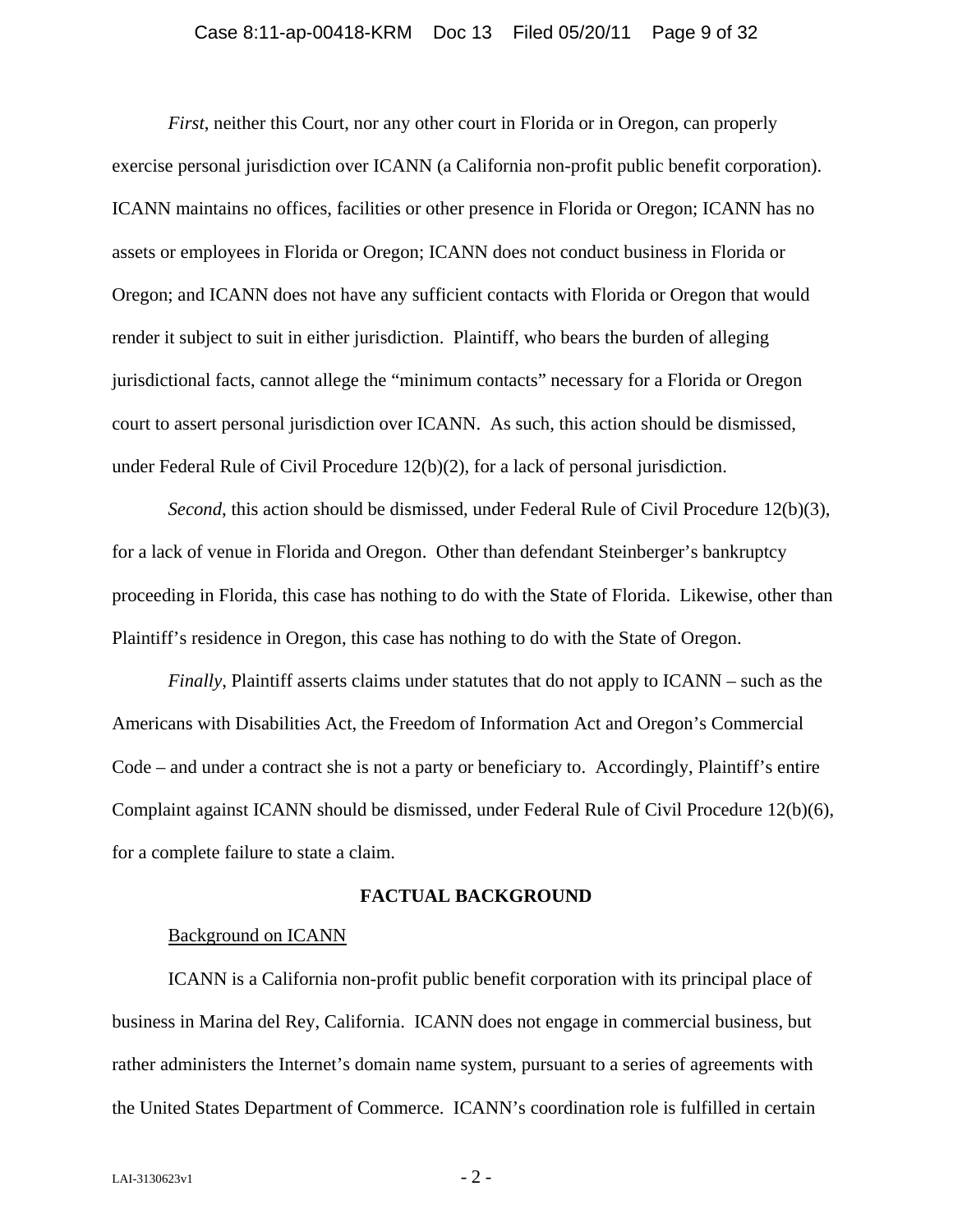*First*, neither this Court, nor any other court in Florida or in Oregon, can properly exercise personal jurisdiction over ICANN (a California non-profit public benefit corporation). ICANN maintains no offices, facilities or other presence in Florida or Oregon; ICANN has no assets or employees in Florida or Oregon; ICANN does not conduct business in Florida or Oregon; and ICANN does not have any sufficient contacts with Florida or Oregon that would render it subject to suit in either jurisdiction. Plaintiff, who bears the burden of alleging jurisdictional facts, cannot allege the "minimum contacts" necessary for a Florida or Oregon court to assert personal jurisdiction over ICANN. As such, this action should be dismissed, under Federal Rule of Civil Procedure 12(b)(2), for a lack of personal jurisdiction.

*Second*, this action should be dismissed, under Federal Rule of Civil Procedure 12(b)(3), for a lack of venue in Florida and Oregon. Other than defendant Steinberger's bankruptcy proceeding in Florida, this case has nothing to do with the State of Florida. Likewise, other than Plaintiff's residence in Oregon, this case has nothing to do with the State of Oregon.

*Finally*, Plaintiff asserts claims under statutes that do not apply to ICANN – such as the Americans with Disabilities Act, the Freedom of Information Act and Oregon's Commercial Code – and under a contract she is not a party or beneficiary to. Accordingly, Plaintiff's entire Complaint against ICANN should be dismissed, under Federal Rule of Civil Procedure 12(b)(6), for a complete failure to state a claim.

## FACTUAL BACKGROUND

Background on ICANN

ICANN is a California non-profit public benefit corporation with its principal place of business in Marina del Rey, California. ICANN does not engage in commercial business, but rather administers the Internet's domain name system, pursuant to a series of agreements with the United States Department of Commerce. ICANN's coordination role is fulfilled in certain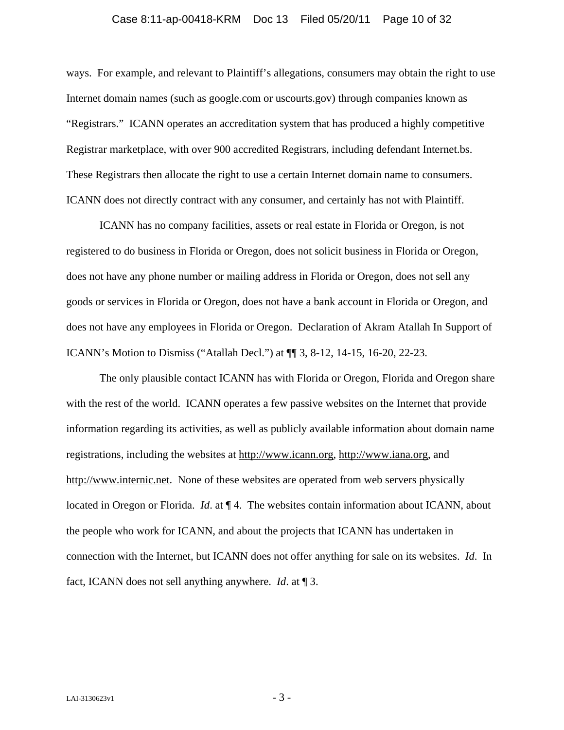ways. For example, and relevant to Plaintiff's allegations, consumers may obtain the right to use Internet domain names (such as google.com or uscourts.gov) through companies known as "Registrars." ICANN operates an accreditation system that has produced a highly competitive Registrar marketplace, with over 900 accredited Registrars, including defendant Internet.bs. These Registrars then allocate the right to use a certain Internet domain name to consumers. ICANN does not directly contract with any consumer, and certainly has not with Plaintiff.

ICANN has no company facilities, assets or real estate in Florida or Oregon, is not registered to do business in Florida or Oregon, does not solicit business in Florida or Oregon, does not have any phone number or mailing address in Florida or Oregon, does not sell any goods or services in Florida or Oregon, does not have a bank account in Florida or Oregon, and does not have any employees in Florida or Oregon. Declaration of Akram Atallah In Support of ICANN's Motion to Dismiss ("Atallah Decl.") at ¶¶ 3, 8-12, 14-15, 16-20, 22-23.

The only plausible contact ICANN has with Florida or Oregon, Florida and Oregon share with the rest of the world. ICANN operates a few passive websites on the Internet that provide information regarding its activities, as well as publicly available information about domain name registrations, including the websites at http://www.icann.org, http://www.iana.org, and http://www.internic.net. None of these websites are operated from web servers physically located in Oregon or Florida. *Id*. at ¶ 4. The websites contain information about ICANN, about the people who work for ICANN, and about the projects that ICANN has undertaken in connection with the Internet, but ICANN does not offer anything for sale on its websites. *Id*. In fact, ICANN does not sell anything anywhere. *Id*. at ¶ 3.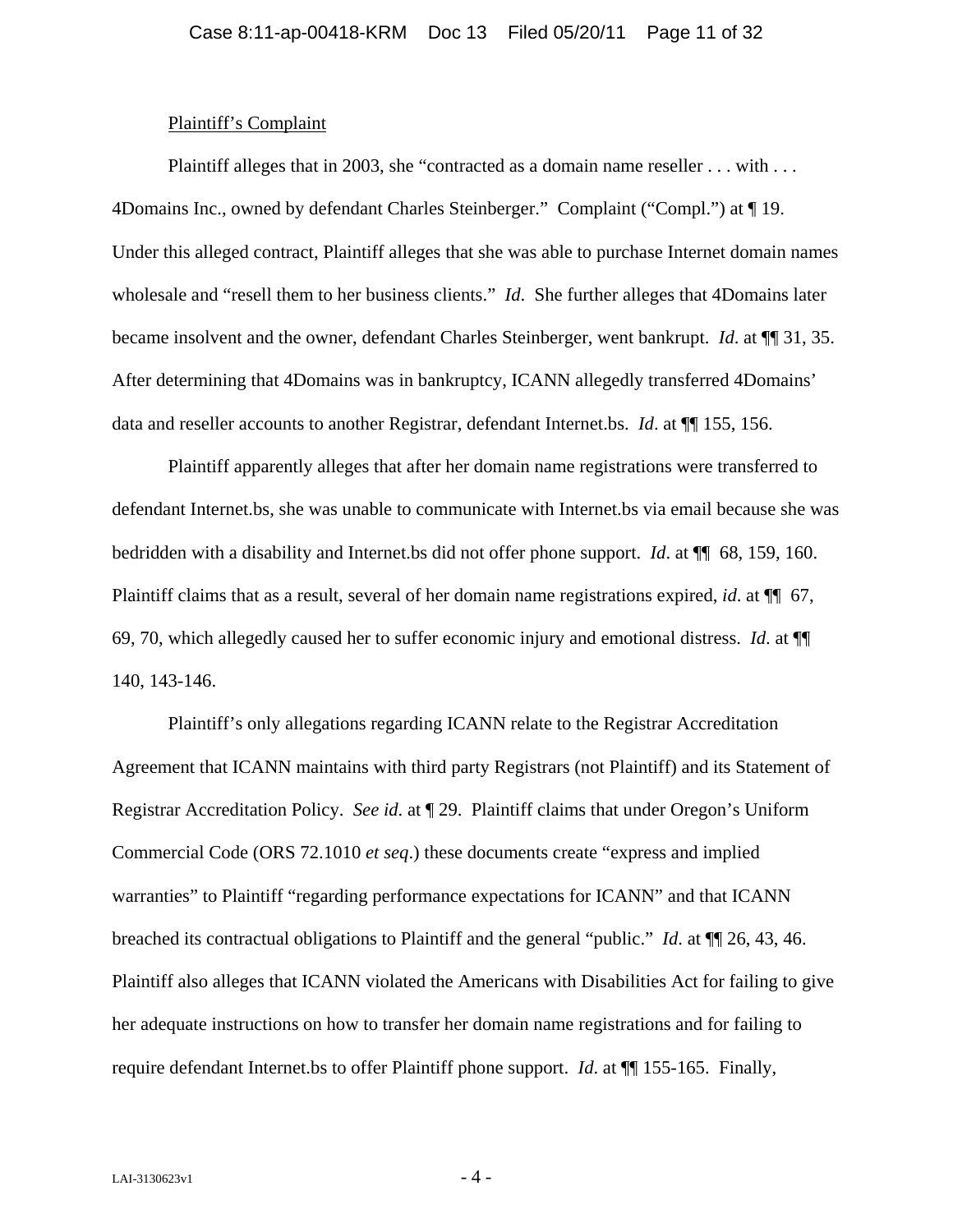Plaintiff's Complaint

Plaintiff alleges that in 2003, she "contracted as a domain name reseller . . . with . . . 4Domains Inc., owned by defendant Charles Steinberger." Complaint ("Compl.") at ¶ 19. Under this alleged contract, Plaintiff alleges that she was able to purchase Internet domain names wholesale and "resell them to her business clients." *Id*. She further alleges that 4Domains later became insolvent and the owner, defendant Charles Steinberger, went bankrupt. *Id*. at ¶¶ 31, 35. After determining that 4Domains was in bankruptcy, ICANN allegedly transferred 4Domains' data and reseller accounts to another Registrar, defendant Internet.bs. *Id*. at ¶¶ 155, 156.

Plaintiff apparently alleges that after her domain name registrations were transferred to defendant Internet.bs, she was unable to communicate with Internet.bs via email because she was bedridden with a disability and Internet.bs did not offer phone support. *Id*. at ¶¶ 68, 159, 160. Plaintiff claims that as a result, several of her domain name registrations expired, *id*. at ¶¶ 67, 69, 70, which allegedly caused her to suffer economic injury and emotional distress. *Id*. at ¶¶ 140, 143-146.

Plaintiff's only allegations regarding ICANN relate to the Registrar Accreditation Agreement that ICANN maintains with third party Registrars (not Plaintiff) and its Statement of Registrar Accreditation Policy. *See id*. at ¶ 29. Plaintiff claims that under Oregon's Uniform Commercial Code (ORS 72.1010 *et seq*.) these documents create "express and implied warranties" to Plaintiff "regarding performance expectations for ICANN" and that ICANN breached its contractual obligations to Plaintiff and the general "public." *Id*. at ¶¶ 26, 43, 46. Plaintiff also alleges that ICANN violated the Americans with Disabilities Act for failing to give her adequate instructions on how to transfer her domain name registrations and for failing to require defendant Internet.bs to offer Plaintiff phone support. *Id*. at ¶¶ 155-165. Finally,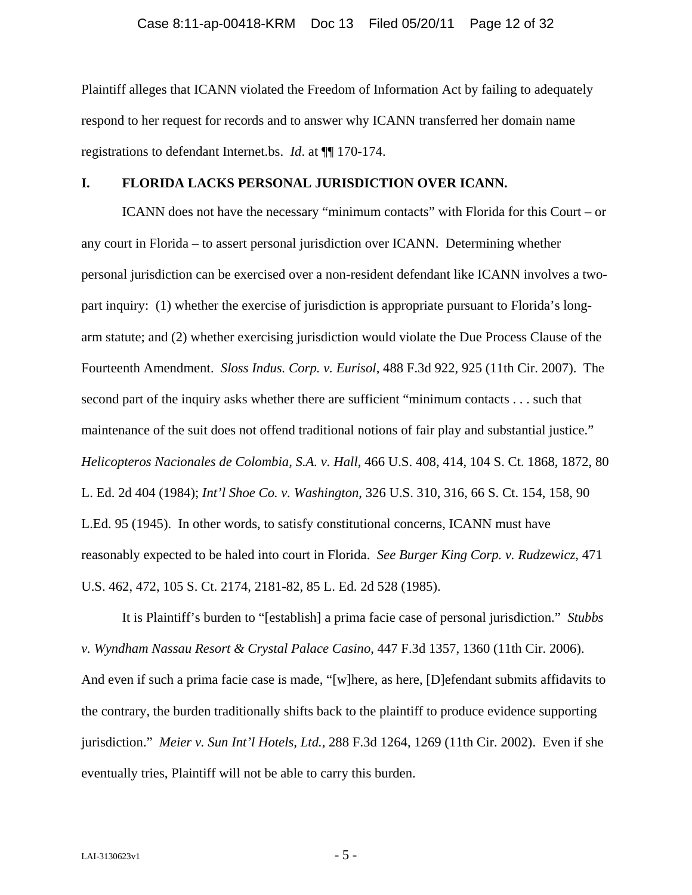Plaintiff alleges that ICANN violated the Freedom of Information Act by failing to adequately respond to her request for records and to answer why ICANN transferred her domain name registrations to defendant Internet.bs. *Id*. at ¶¶ 170-174.

## I. FLORIDA LACKS PERSONAL JURISDICTION OVER ICANN.

ICANN does not have the necessary "minimum contacts" with Florida for this Court – or any court in Florida – to assert personal jurisdiction over ICANN. Determining whether personal jurisdiction can be exercised over a non-resident defendant like ICANN involves a two-part inquiry: (1) whether the exercise of jurisdiction is appropriate pursuant to Florida's long-arm statute; and (2) whether exercising jurisdiction would violate the Due Process Clause of the Fourteenth Amendment. *Sloss Indus. Corp. v. Eurisol*, 488 F.3d 922, 925 (11th Cir. 2007). The second part of the inquiry asks whether there are sufficient "minimum contacts . . . such that maintenance of the suit does not offend traditional notions of fair play and substantial justice." *Helicopteros Nacionales de Colombia, S.A. v. Hall*, 466 U.S. 408, 414, 104 S. Ct. 1868, 1872, 80 L. Ed. 2d 404 (1984); *Int'l Shoe Co. v. Washington*, 326 U.S. 310, 316, 66 S. Ct. 154, 158, 90 L.Ed. 95 (1945). In other words, to satisfy constitutional concerns, ICANN must have reasonably expected to be haled into court in Florida. *See Burger King Corp. v. Rudzewicz*, 471 U.S. 462, 472, 105 S. Ct. 2174, 2181-82, 85 L. Ed. 2d 528 (1985).

It is Plaintiff's burden to "[establish] a prima facie case of personal jurisdiction." *Stubbs v. Wyndham Nassau Resort & Crystal Palace Casino*, 447 F.3d 1357, 1360 (11th Cir. 2006). And even if such a prima facie case is made, "[w]here, as here, [D]efendant submits affidavits to the contrary, the burden traditionally shifts back to the plaintiff to produce evidence supporting jurisdiction." *Meier v. Sun Int'l Hotels, Ltd.*, 288 F.3d 1264, 1269 (11th Cir. 2002). Even if she eventually tries, Plaintiff will not be able to carry this burden.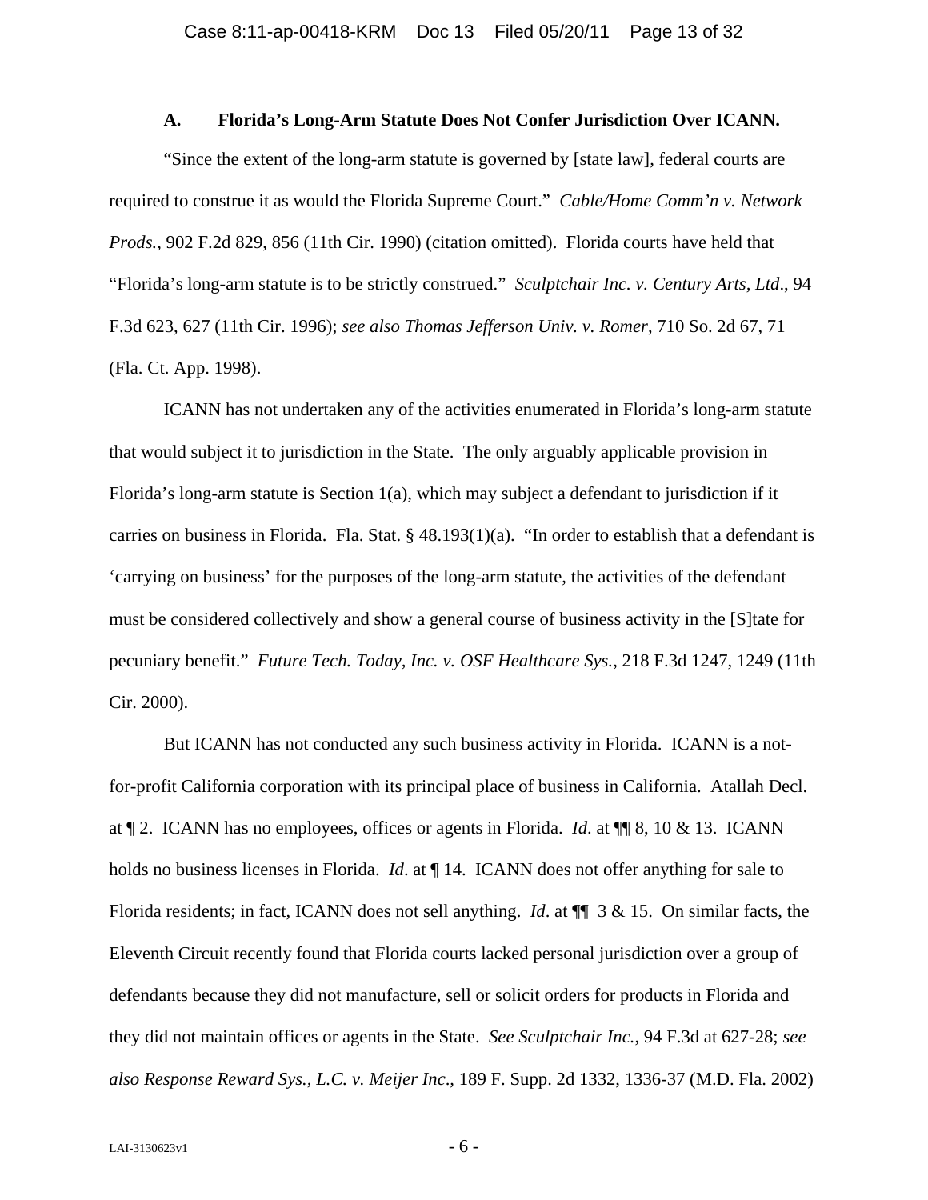### A. Florida's Long-Arm Statute Does Not Confer Jurisdiction Over ICANN.

"Since the extent of the long-arm statute is governed by [state law], federal courts are required to construe it as would the Florida Supreme Court." *Cable/Home Comm'n v. Network Prods.*, 902 F.2d 829, 856 (11th Cir. 1990) (citation omitted). Florida courts have held that "Florida's long-arm statute is to be strictly construed." *Sculptchair Inc. v. Century Arts, Ltd*., 94 F.3d 623, 627 (11th Cir. 1996); *see also Thomas Jefferson Univ. v. Romer*, 710 So. 2d 67, 71 (Fla. Ct. App. 1998).

ICANN has not undertaken any of the activities enumerated in Florida's long-arm statute that would subject it to jurisdiction in the State. The only arguably applicable provision in Florida's long-arm statute is Section 1(a), which may subject a defendant to jurisdiction if it carries on business in Florida. Fla. Stat. § 48.193(1)(a). "In order to establish that a defendant is 'carrying on business' for the purposes of the long-arm statute, the activities of the defendant must be considered collectively and show a general course of business activity in the [S]tate for pecuniary benefit." *Future Tech. Today, Inc. v. OSF Healthcare Sys.*, 218 F.3d 1247, 1249 (11th Cir. 2000).

But ICANN has not conducted any such business activity in Florida. ICANN is a not-for-profit California corporation with its principal place of business in California. Atallah Decl. at ¶ 2. ICANN has no employees, offices or agents in Florida. *Id*. at ¶¶ 8, 10 & 13. ICANN holds no business licenses in Florida. *Id*. at ¶ 14. ICANN does not offer anything for sale to Florida residents; in fact, ICANN does not sell anything. *Id*. at ¶¶ 3 & 15. On similar facts, the Eleventh Circuit recently found that Florida courts lacked personal jurisdiction over a group of defendants because they did not manufacture, sell or solicit orders for products in Florida and they did not maintain offices or agents in the State. *See Sculptchair Inc.*, 94 F.3d at 627-28; *see also Response Reward Sys., L.C. v. Meijer Inc*., 189 F. Supp. 2d 1332, 1336-37 (M.D. Fla. 2002)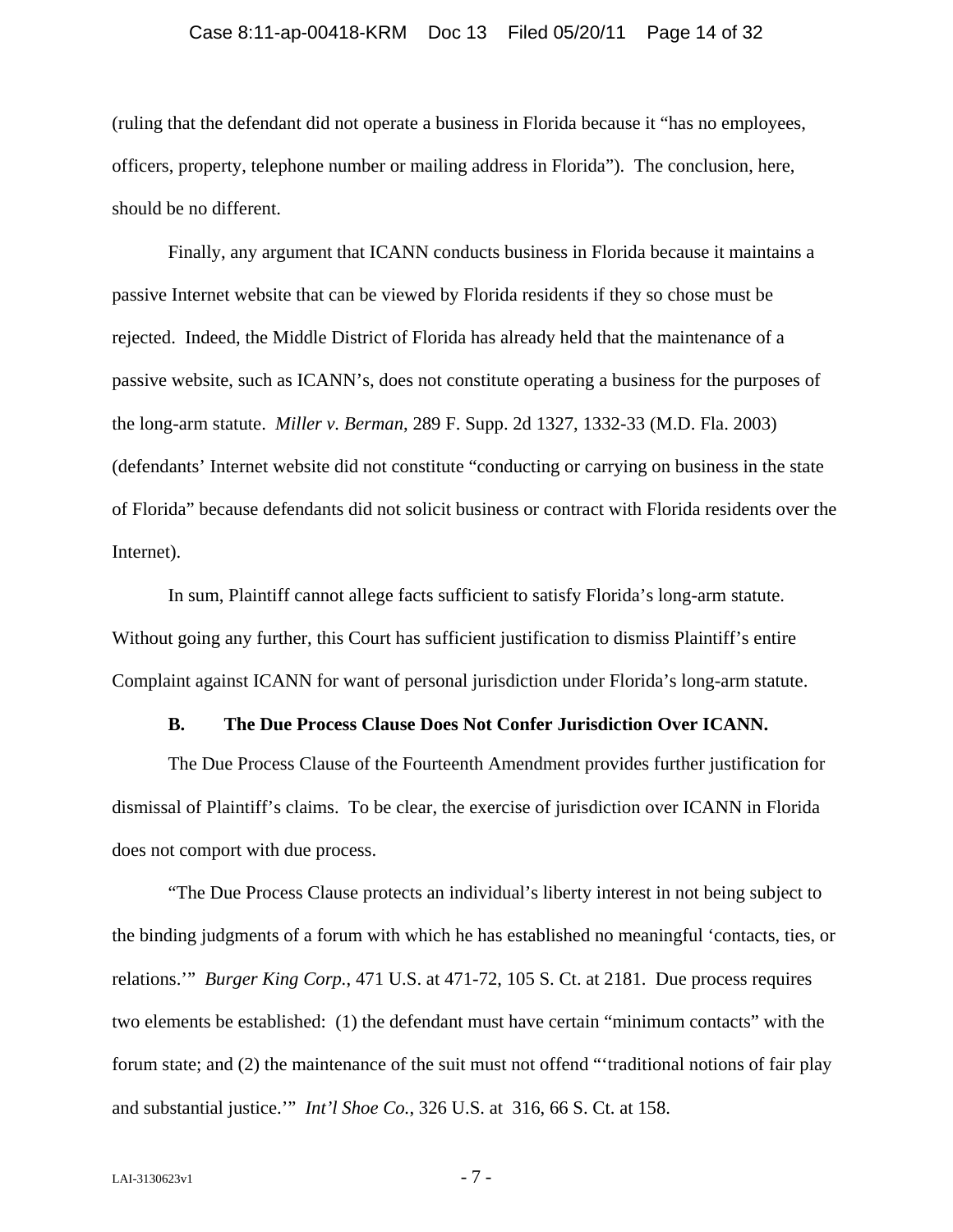(ruling that the defendant did not operate a business in Florida because it "has no employees, officers, property, telephone number or mailing address in Florida"). The conclusion, here, should be no different.

Finally, any argument that ICANN conducts business in Florida because it maintains a passive Internet website that can be viewed by Florida residents if they so chose must be rejected. Indeed, the Middle District of Florida has already held that the maintenance of a passive website, such as ICANN's, does not constitute operating a business for the purposes of the long-arm statute. *Miller v. Berman*, 289 F. Supp. 2d 1327, 1332-33 (M.D. Fla. 2003) (defendants' Internet website did not constitute "conducting or carrying on business in the state of Florida" because defendants did not solicit business or contract with Florida residents over the Internet).

In sum, Plaintiff cannot allege facts sufficient to satisfy Florida's long-arm statute. Without going any further, this Court has sufficient justification to dismiss Plaintiff's entire Complaint against ICANN for want of personal jurisdiction under Florida's long-arm statute.

### B. The Due Process Clause Does Not Confer Jurisdiction Over ICANN.

The Due Process Clause of the Fourteenth Amendment provides further justification for dismissal of Plaintiff's claims. To be clear, the exercise of jurisdiction over ICANN in Florida does not comport with due process.

"The Due Process Clause protects an individual's liberty interest in not being subject to the binding judgments of a forum with which he has established no meaningful 'contacts, ties, or relations.'" *Burger King Corp.*, 471 U.S. at 471-72, 105 S. Ct. at 2181. Due process requires two elements be established: (1) the defendant must have certain "minimum contacts" with the forum state; and (2) the maintenance of the suit must not offend "'traditional notions of fair play and substantial justice.'" *Int'l Shoe Co.*, 326 U.S. at 316, 66 S. Ct. at 158.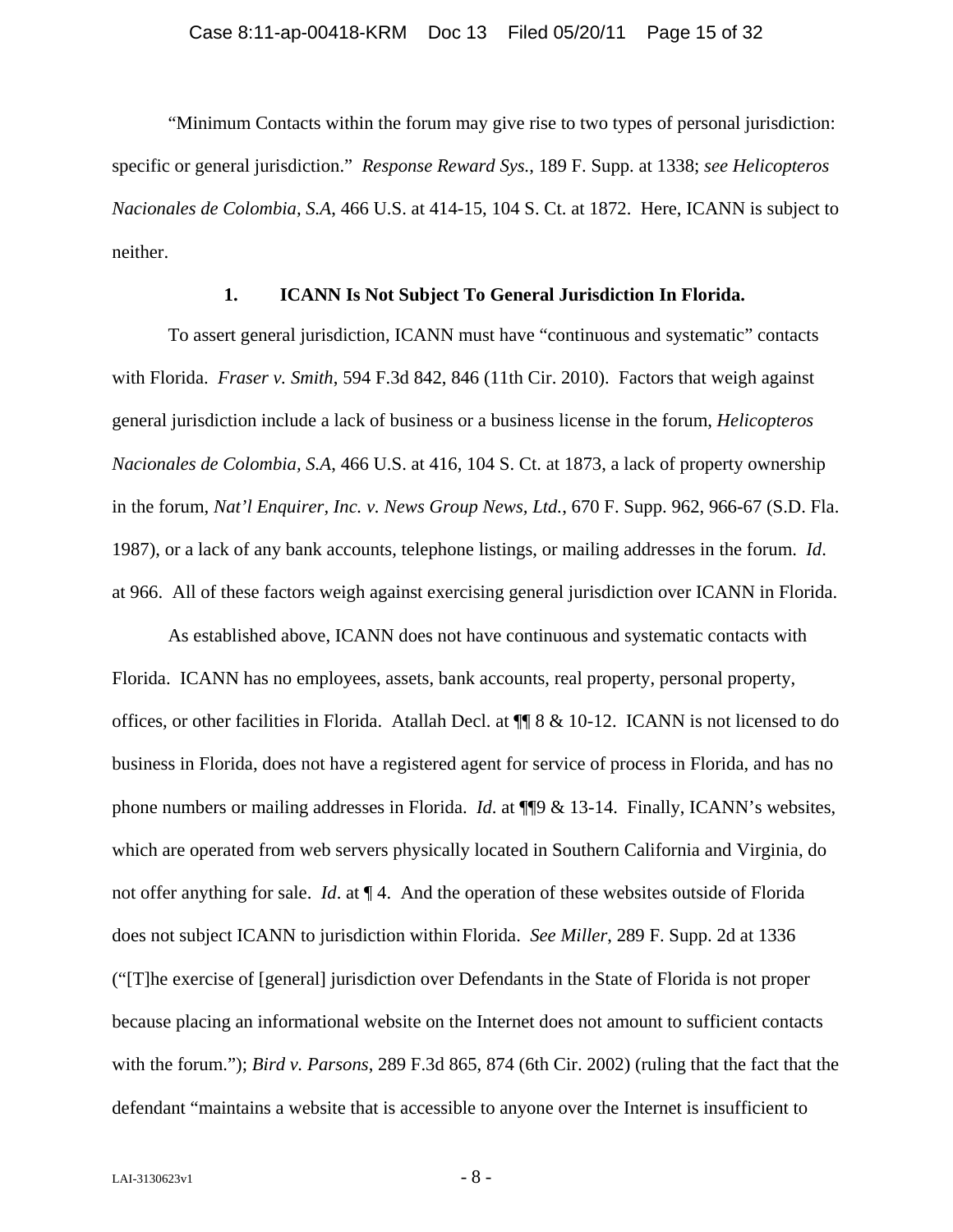"Minimum Contacts within the forum may give rise to two types of personal jurisdiction: specific or general jurisdiction." *Response Reward Sys.*, 189 F. Supp. at 1338; *see Helicopteros Nacionales de Colombia, S.A*, 466 U.S. at 414-15, 104 S. Ct. at 1872. Here, ICANN is subject to neither.

### 1. ICANN Is Not Subject To General Jurisdiction In Florida.

To assert general jurisdiction, ICANN must have "continuous and systematic" contacts with Florida. *Fraser v. Smith*, 594 F.3d 842, 846 (11th Cir. 2010). Factors that weigh against general jurisdiction include a lack of business or a business license in the forum, *Helicopteros Nacionales de Colombia, S.A*, 466 U.S. at 416, 104 S. Ct. at 1873, a lack of property ownership in the forum, *Nat'l Enquirer, Inc. v. News Group News, Ltd.*, 670 F. Supp. 962, 966-67 (S.D. Fla. 1987), or a lack of any bank accounts, telephone listings, or mailing addresses in the forum. *Id*. at 966. All of these factors weigh against exercising general jurisdiction over ICANN in Florida.

As established above, ICANN does not have continuous and systematic contacts with Florida. ICANN has no employees, assets, bank accounts, real property, personal property, offices, or other facilities in Florida. Atallah Decl. at ¶¶ 8 & 10-12. ICANN is not licensed to do business in Florida, does not have a registered agent for service of process in Florida, and has no phone numbers or mailing addresses in Florida. *Id*. at ¶¶9 & 13-14. Finally, ICANN's websites, which are operated from web servers physically located in Southern California and Virginia, do not offer anything for sale. *Id*. at ¶ 4. And the operation of these websites outside of Florida does not subject ICANN to jurisdiction within Florida. *See Miller*, 289 F. Supp. 2d at 1336 ("[T]he exercise of [general] jurisdiction over Defendants in the State of Florida is not proper because placing an informational website on the Internet does not amount to sufficient contacts with the forum."); *Bird v. Parsons*, 289 F.3d 865, 874 (6th Cir. 2002) (ruling that the fact that the defendant "maintains a website that is accessible to anyone over the Internet is insufficient to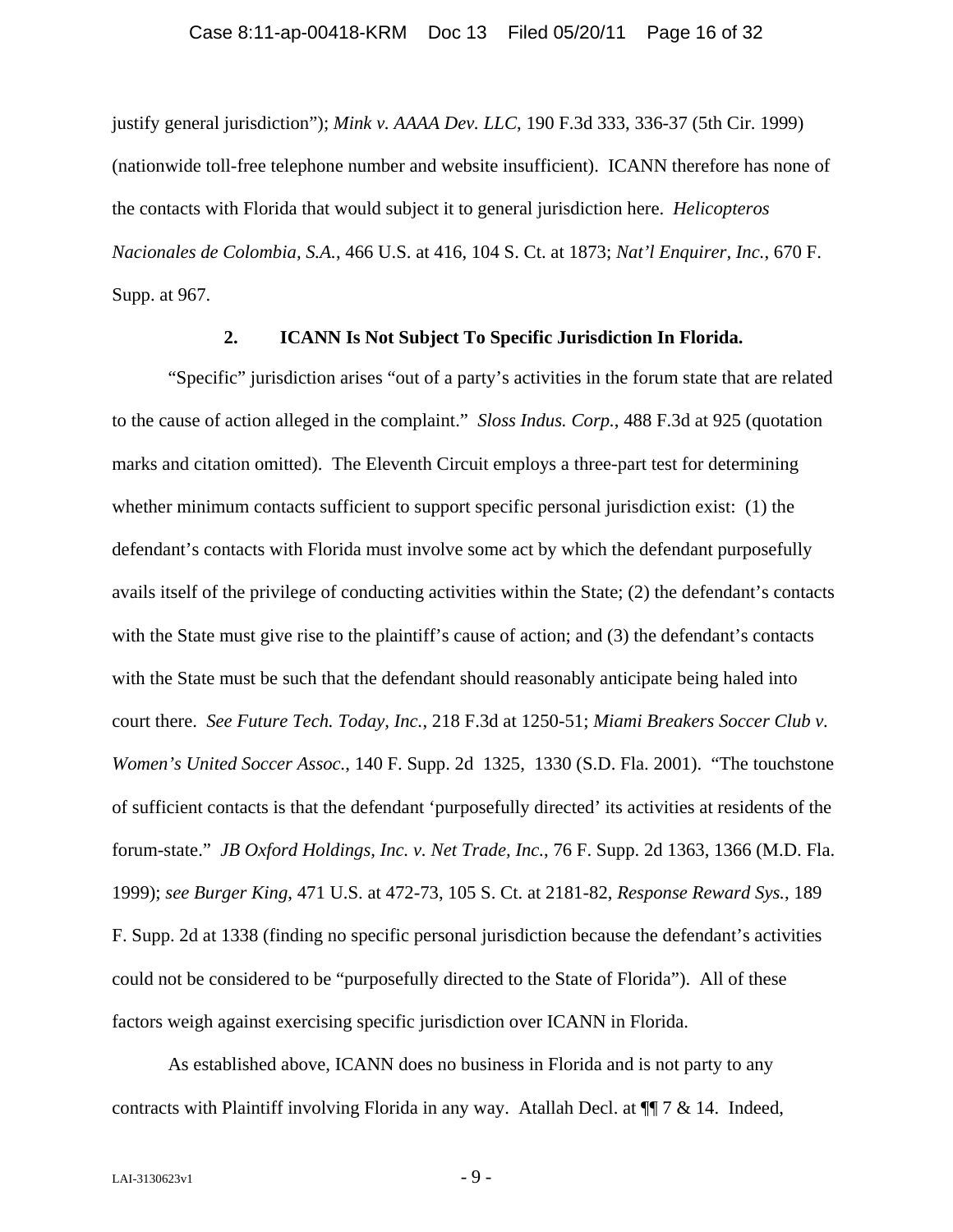justify general jurisdiction"); *Mink v. AAAA Dev. LLC*, 190 F.3d 333, 336-37 (5th Cir. 1999) (nationwide toll-free telephone number and website insufficient). ICANN therefore has none of the contacts with Florida that would subject it to general jurisdiction here. *Helicopteros Nacionales de Colombia, S.A.*, 466 U.S. at 416, 104 S. Ct. at 1873; *Nat'l Enquirer, Inc.*, 670 F. Supp. at 967.

**2. ICANN Is Not Subject To Specific Jurisdiction In Florida.**

"Specific" jurisdiction arises "out of a party's activities in the forum state that are related to the cause of action alleged in the complaint." *Sloss Indus. Corp.*, 488 F.3d at 925 (quotation marks and citation omitted). The Eleventh Circuit employs a three-part test for determining whether minimum contacts sufficient to support specific personal jurisdiction exist: (1) the defendant's contacts with Florida must involve some act by which the defendant purposefully avails itself of the privilege of conducting activities within the State; (2) the defendant's contacts with the State must give rise to the plaintiff's cause of action; and (3) the defendant's contacts with the State must be such that the defendant should reasonably anticipate being haled into court there. *See Future Tech. Today, Inc.*, 218 F.3d at 1250-51; *Miami Breakers Soccer Club v. Women's United Soccer Assoc.*, 140 F. Supp. 2d 1325, 1330 (S.D. Fla. 2001). "The touchstone of sufficient contacts is that the defendant 'purposefully directed' its activities at residents of the forum-state." *JB Oxford Holdings, Inc. v. Net Trade, Inc.*, 76 F. Supp. 2d 1363, 1366 (M.D. Fla. 1999); *see Burger King*, 471 U.S. at 472-73, 105 S. Ct. at 2181-82, *Response Reward Sys.*, 189 F. Supp. 2d at 1338 (finding no specific personal jurisdiction because the defendant's activities could not be considered to be "purposefully directed to the State of Florida"). All of these factors weigh against exercising specific jurisdiction over ICANN in Florida.

As established above, ICANN does no business in Florida and is not party to any contracts with Plaintiff involving Florida in any way. Atallah Decl. at ¶¶ 7 & 14. Indeed,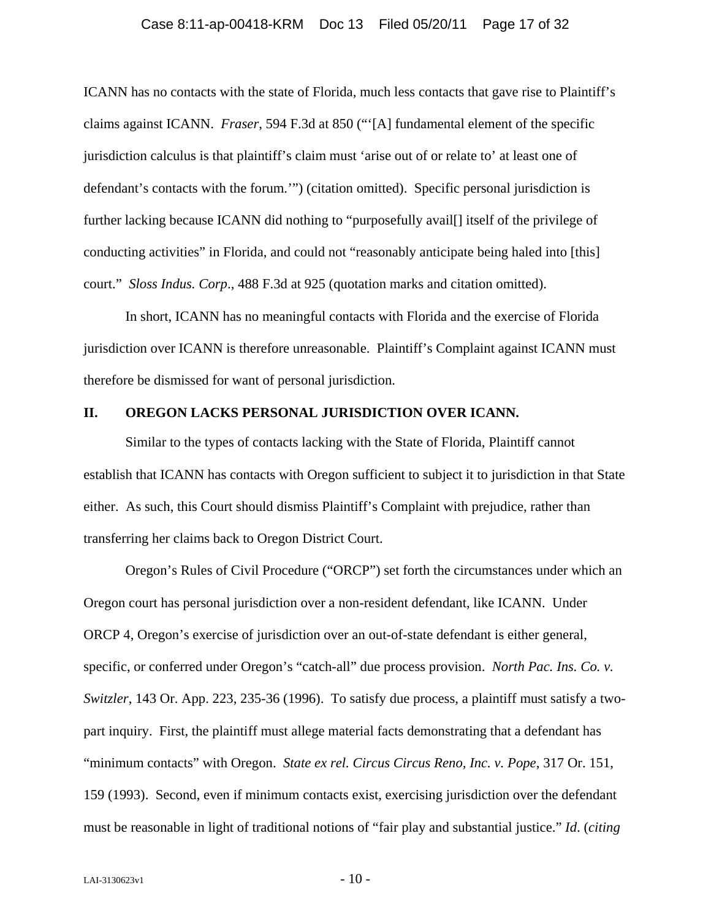ICANN has no contacts with the state of Florida, much less contacts that gave rise to Plaintiff's claims against ICANN. *Fraser*, 594 F.3d at 850 ("'[A] fundamental element of the specific jurisdiction calculus is that plaintiff's claim must 'arise out of or relate to' at least one of defendant's contacts with the forum.'") (citation omitted). Specific personal jurisdiction is further lacking because ICANN did nothing to "purposefully avail[] itself of the privilege of conducting activities" in Florida, and could not "reasonably anticipate being haled into [this] court." *Sloss Indus. Corp*., 488 F.3d at 925 (quotation marks and citation omitted).

In short, ICANN has no meaningful contacts with Florida and the exercise of Florida jurisdiction over ICANN is therefore unreasonable. Plaintiff's Complaint against ICANN must therefore be dismissed for want of personal jurisdiction.

## II. OREGON LACKS PERSONAL JURISDICTION OVER ICANN.

Similar to the types of contacts lacking with the State of Florida, Plaintiff cannot establish that ICANN has contacts with Oregon sufficient to subject it to jurisdiction in that State either. As such, this Court should dismiss Plaintiff's Complaint with prejudice, rather than transferring her claims back to Oregon District Court.

Oregon's Rules of Civil Procedure ("ORCP") set forth the circumstances under which an Oregon court has personal jurisdiction over a non-resident defendant, like ICANN. Under ORCP 4, Oregon's exercise of jurisdiction over an out-of-state defendant is either general, specific, or conferred under Oregon's "catch-all" due process provision. *North Pac. Ins. Co. v. Switzler*, 143 Or. App. 223, 235-36 (1996). To satisfy due process, a plaintiff must satisfy a two-part inquiry. First, the plaintiff must allege material facts demonstrating that a defendant has "minimum contacts" with Oregon. *State ex rel. Circus Circus Reno, Inc. v. Pope*, 317 Or. 151, 159 (1993). Second, even if minimum contacts exist, exercising jurisdiction over the defendant must be reasonable in light of traditional notions of "fair play and substantial justice." *Id*. (*citing*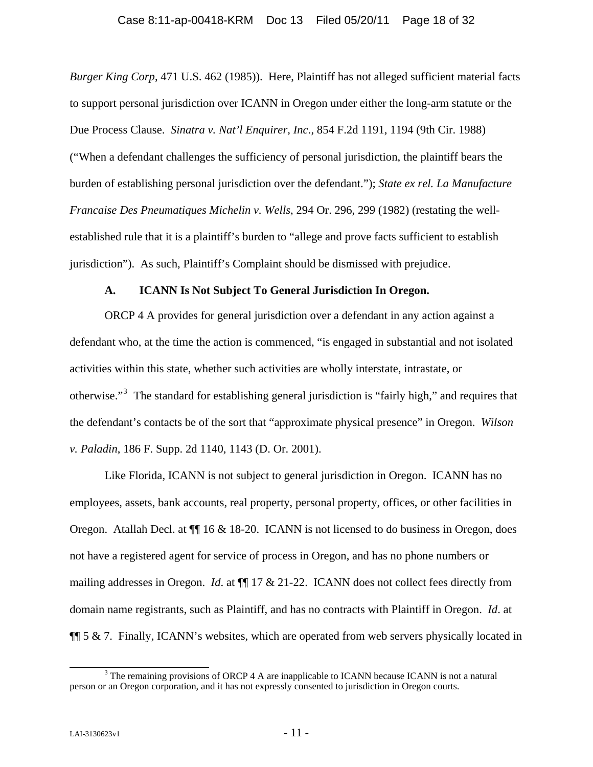*Burger King Corp*, 471 U.S. 462 (1985)). Here, Plaintiff has not alleged sufficient material facts to support personal jurisdiction over ICANN in Oregon under either the long-arm statute or the Due Process Clause. *Sinatra v. Nat'l Enquirer, Inc*., 854 F.2d 1191, 1194 (9th Cir. 1988) ("When a defendant challenges the sufficiency of personal jurisdiction, the plaintiff bears the burden of establishing personal jurisdiction over the defendant."); *State ex rel. La Manufacture Francaise Des Pneumatiques Michelin v. Wells*, 294 Or. 296, 299 (1982) (restating the well-established rule that it is a plaintiff's burden to "allege and prove facts sufficient to establish jurisdiction"). As such, Plaintiff's Complaint should be dismissed with prejudice.

### A. ICANN Is Not Subject To General Jurisdiction In Oregon.

ORCP 4 A provides for general jurisdiction over a defendant in any action against a defendant who, at the time the action is commenced, "is engaged in substantial and not isolated activities within this state, whether such activities are wholly interstate, intrastate, or otherwise."[3] The standard for establishing general jurisdiction is "fairly high," and requires that the defendant's contacts be of the sort that "approximate physical presence" in Oregon. *Wilson v. Paladin*, 186 F. Supp. 2d 1140, 1143 (D. Or. 2001).

Like Florida, ICANN is not subject to general jurisdiction in Oregon. ICANN has no employees, assets, bank accounts, real property, personal property, offices, or other facilities in Oregon. Atallah Decl. at ¶¶ 16 & 18-20. ICANN is not licensed to do business in Oregon, does not have a registered agent for service of process in Oregon, and has no phone numbers or mailing addresses in Oregon. *Id*. at ¶¶ 17 & 21-22. ICANN does not collect fees directly from domain name registrants, such as Plaintiff, and has no contracts with Plaintiff in Oregon. *Id*. at ¶¶ 5 & 7. Finally, ICANN's websites, which are operated from web servers physically located in

[3] The remaining provisions of ORCP 4 A are inapplicable to ICANN because ICANN is not a natural person or an Oregon corporation, and it has not expressly consented to jurisdiction in Oregon courts.

LAI-3130623v1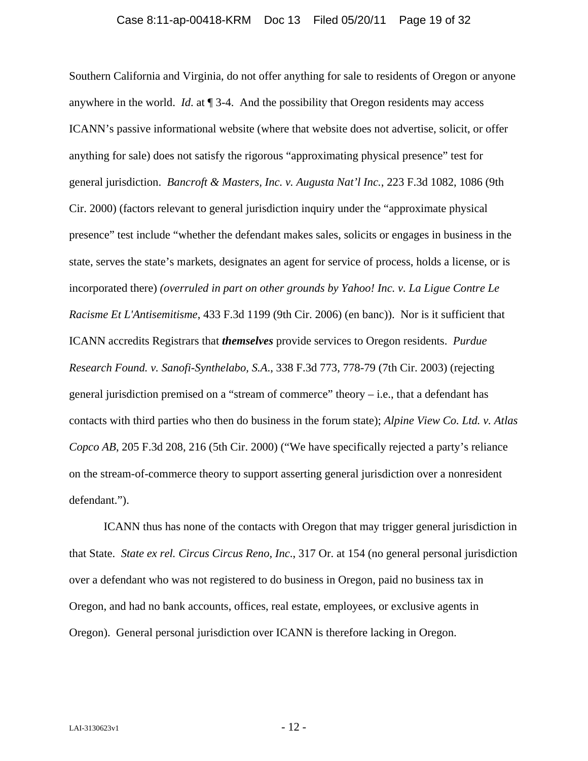Southern California and Virginia, do not offer anything for sale to residents of Oregon or anyone anywhere in the world. *Id*. at ¶ 3-4. And the possibility that Oregon residents may access ICANN's passive informational website (where that website does not advertise, solicit, or offer anything for sale) does not satisfy the rigorous "approximating physical presence" test for general jurisdiction. *Bancroft & Masters, Inc. v. Augusta Nat'l Inc.*, 223 F.3d 1082, 1086 (9th Cir. 2000) (factors relevant to general jurisdiction inquiry under the "approximate physical presence" test include "whether the defendant makes sales, solicits or engages in business in the state, serves the state's markets, designates an agent for service of process, holds a license, or is incorporated there) *(overruled in part on other grounds by Yahoo! Inc. v. La Ligue Contre Le Racisme Et L'Antisemitisme*, 433 F.3d 1199 (9th Cir. 2006) (en banc)). Nor is it sufficient that ICANN accredits Registrars that ***themselves*** provide services to Oregon residents. *Purdue Research Found. v. Sanofi-Synthelabo, S.A.*, 338 F.3d 773, 778-79 (7th Cir. 2003) (rejecting general jurisdiction premised on a "stream of commerce" theory – i.e., that a defendant has contacts with third parties who then do business in the forum state); *Alpine View Co. Ltd. v. Atlas Copco AB*, 205 F.3d 208, 216 (5th Cir. 2000) ("We have specifically rejected a party's reliance on the stream-of-commerce theory to support asserting general jurisdiction over a nonresident defendant.").

ICANN thus has none of the contacts with Oregon that may trigger general jurisdiction in that State. *State ex rel. Circus Circus Reno, Inc*., 317 Or. at 154 (no general personal jurisdiction over a defendant who was not registered to do business in Oregon, paid no business tax in Oregon, and had no bank accounts, offices, real estate, employees, or exclusive agents in Oregon). General personal jurisdiction over ICANN is therefore lacking in Oregon.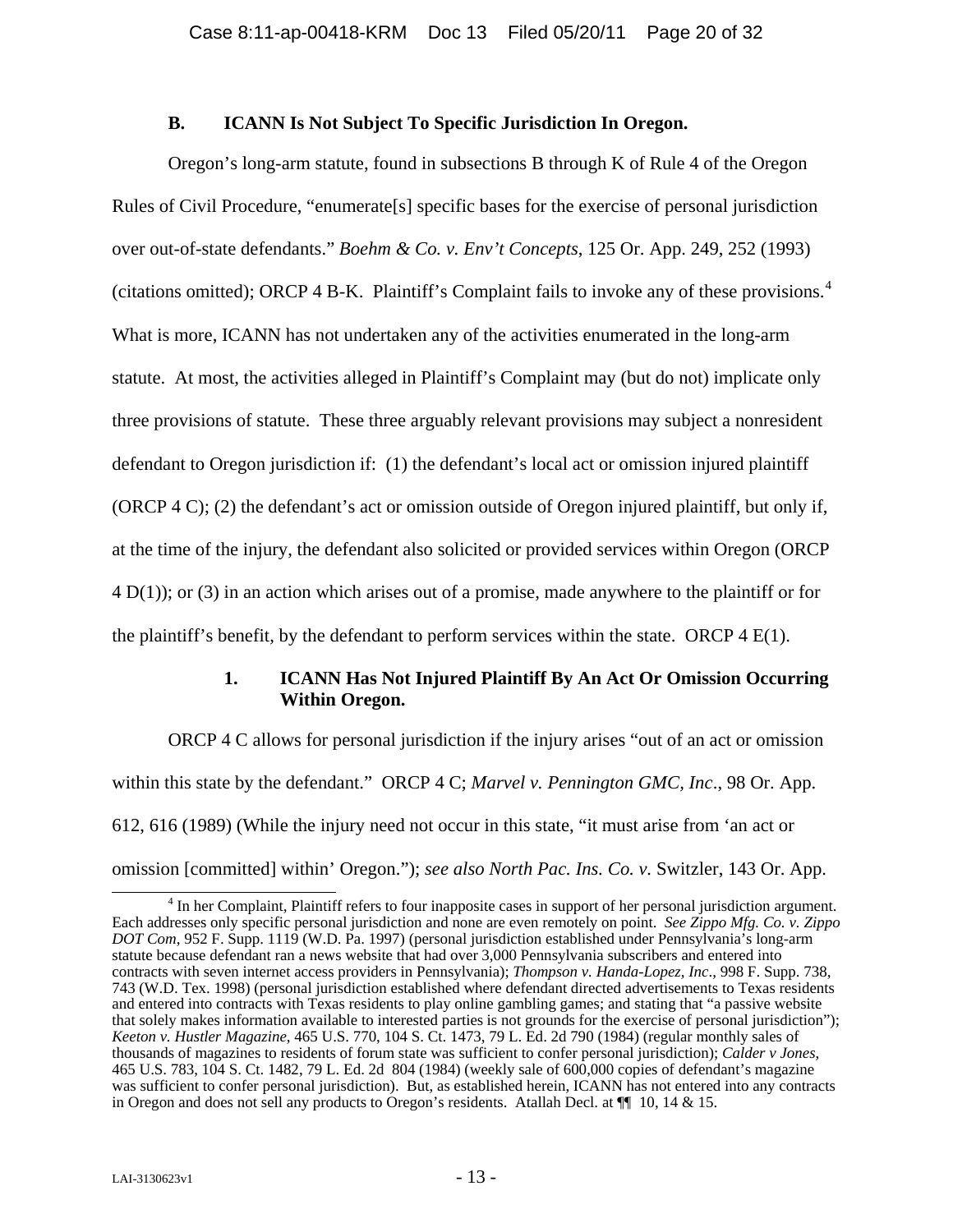### B. ICANN Is Not Subject To Specific Jurisdiction In Oregon.

Oregon's long-arm statute, found in subsections B through K of Rule 4 of the Oregon Rules of Civil Procedure, "enumerate[s] specific bases for the exercise of personal jurisdiction over out-of-state defendants." *Boehm & Co. v. Env't Concepts*, 125 Or. App. 249, 252 (1993) (citations omitted); ORCP 4 B-K. Plaintiff's Complaint fails to invoke any of these provisions.[4] What is more, ICANN has not undertaken any of the activities enumerated in the long-arm statute. At most, the activities alleged in Plaintiff's Complaint may (but do not) implicate only three provisions of statute. These three arguably relevant provisions may subject a nonresident defendant to Oregon jurisdiction if: (1) the defendant's local act or omission injured plaintiff (ORCP 4 C); (2) the defendant's act or omission outside of Oregon injured plaintiff, but only if, at the time of the injury, the defendant also solicited or provided services within Oregon (ORCP 4 D(1)); or (3) in an action which arises out of a promise, made anywhere to the plaintiff or for the plaintiff's benefit, by the defendant to perform services within the state. ORCP 4 E(1).

#### 1. ICANN Has Not Injured Plaintiff By An Act Or Omission Occurring Within Oregon.

ORCP 4 C allows for personal jurisdiction if the injury arises "out of an act or omission within this state by the defendant." ORCP 4 C; *Marvel v. Pennington GMC, Inc*., 98 Or. App. 612, 616 (1989) (While the injury need not occur in this state, "it must arise from 'an act or omission [committed] within' Oregon."); *see also North Pac. Ins. Co. v.* Switzler, 143 Or. App.

[4] In her Complaint, Plaintiff refers to four inapposite cases in support of her personal jurisdiction argument. Each addresses only specific personal jurisdiction and none are even remotely on point. *See Zippo Mfg. Co. v. Zippo DOT Com*, 952 F. Supp. 1119 (W.D. Pa. 1997) (personal jurisdiction established under Pennsylvania's long-arm statute because defendant ran a news website that had over 3,000 Pennsylvania subscribers and entered into contracts with seven internet access providers in Pennsylvania); *Thompson v. Handa-Lopez, Inc*., 998 F. Supp. 738, 743 (W.D. Tex. 1998) (personal jurisdiction established where defendant directed advertisements to Texas residents and entered into contracts with Texas residents to play online gambling games; and stating that "a passive website that solely makes information available to interested parties is not grounds for the exercise of personal jurisdiction"); *Keeton v. Hustler Magazine*, 465 U.S. 770, 104 S. Ct. 1473, 79 L. Ed. 2d 790 (1984) (regular monthly sales of thousands of magazines to residents of forum state was sufficient to confer personal jurisdiction); *Calder v Jones*, 465 U.S. 783, 104 S. Ct. 1482, 79 L. Ed. 2d 804 (1984) (weekly sale of 600,000 copies of defendant's magazine was sufficient to confer personal jurisdiction). But, as established herein, ICANN has not entered into any contracts in Oregon and does not sell any products to Oregon's residents. Atallah Decl. at ¶¶ 10, 14 & 15.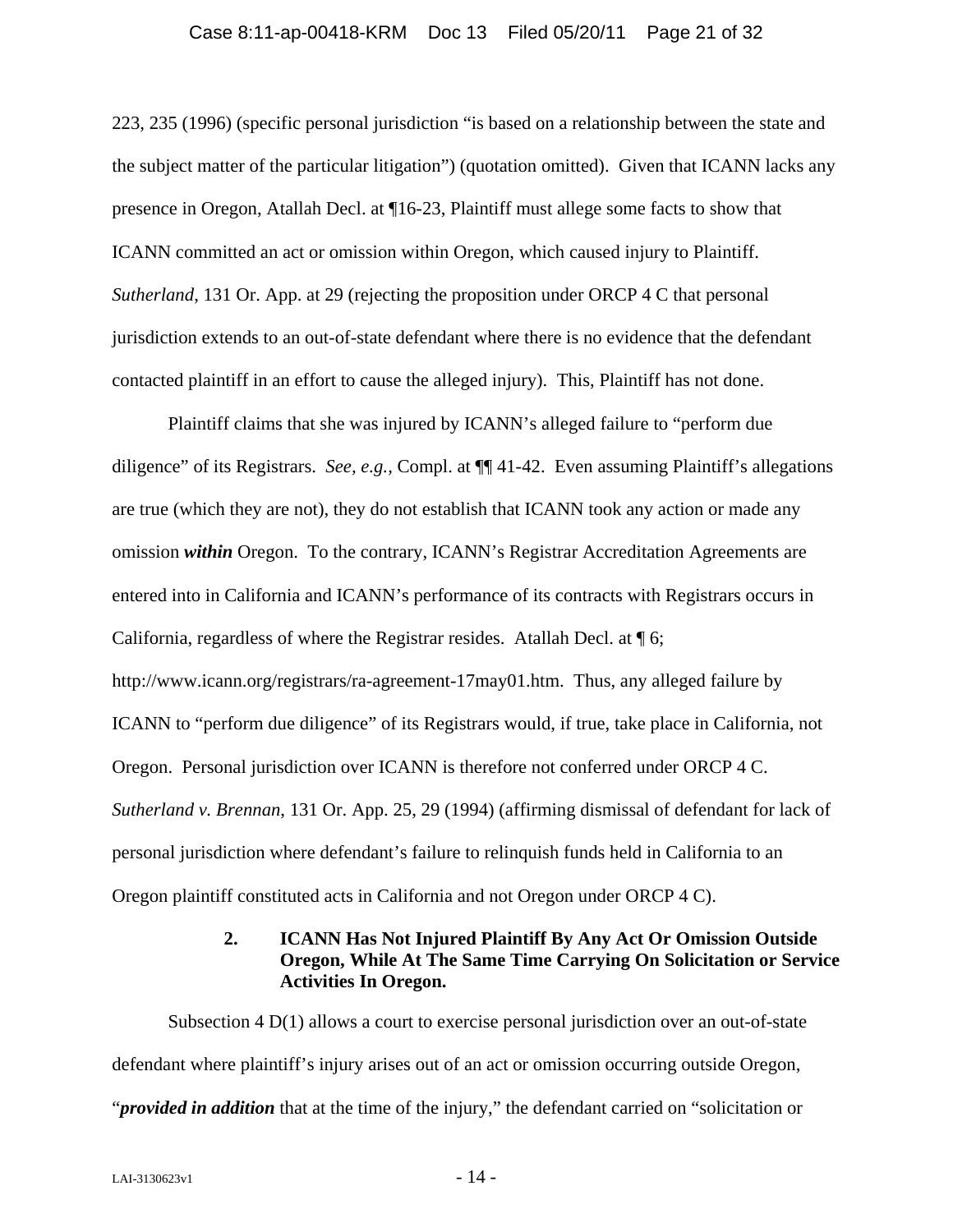223, 235 (1996) (specific personal jurisdiction "is based on a relationship between the state and the subject matter of the particular litigation") (quotation omitted). Given that ICANN lacks any presence in Oregon, Atallah Decl. at ¶16-23, Plaintiff must allege some facts to show that ICANN committed an act or omission within Oregon, which caused injury to Plaintiff. *Sutherland*, 131 Or. App. at 29 (rejecting the proposition under ORCP 4 C that personal jurisdiction extends to an out-of-state defendant where there is no evidence that the defendant contacted plaintiff in an effort to cause the alleged injury). This, Plaintiff has not done.

Plaintiff claims that she was injured by ICANN's alleged failure to "perform due diligence" of its Registrars. *See, e.g.*, Compl. at ¶¶ 41-42. Even assuming Plaintiff's allegations are true (which they are not), they do not establish that ICANN took any action or made any omission ***within*** Oregon. To the contrary, ICANN's Registrar Accreditation Agreements are entered into in California and ICANN's performance of its contracts with Registrars occurs in California, regardless of where the Registrar resides. Atallah Decl. at ¶ 6; http://www.icann.org/registrars/ra-agreement-17may01.htm. Thus, any alleged failure by ICANN to "perform due diligence" of its Registrars would, if true, take place in California, not Oregon. Personal jurisdiction over ICANN is therefore not conferred under ORCP 4 C. *Sutherland v. Brennan*, 131 Or. App. 25, 29 (1994) (affirming dismissal of defendant for lack of personal jurisdiction where defendant's failure to relinquish funds held in California to an Oregon plaintiff constituted acts in California and not Oregon under ORCP 4 C).

### 2. ICANN Has Not Injured Plaintiff By Any Act Or Omission Outside Oregon, While At The Same Time Carrying On Solicitation or Service Activities In Oregon.

Subsection 4 D(1) allows a court to exercise personal jurisdiction over an out-of-state defendant where plaintiff's injury arises out of an act or omission occurring outside Oregon, "***provided in addition*** that at the time of the injury," the defendant carried on "solicitation or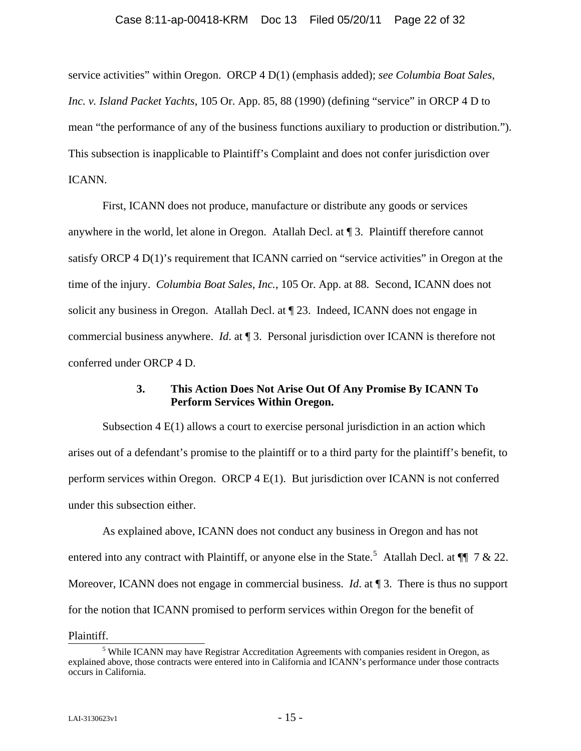service activities" within Oregon. ORCP 4 D(1) (emphasis added); *see Columbia Boat Sales, Inc. v. Island Packet Yachts*, 105 Or. App. 85, 88 (1990) (defining "service" in ORCP 4 D to mean "the performance of any of the business functions auxiliary to production or distribution."). This subsection is inapplicable to Plaintiff's Complaint and does not confer jurisdiction over ICANN.

First, ICANN does not produce, manufacture or distribute any goods or services anywhere in the world, let alone in Oregon. Atallah Decl. at ¶ 3. Plaintiff therefore cannot satisfy ORCP 4 D(1)'s requirement that ICANN carried on "service activities" in Oregon at the time of the injury. *Columbia Boat Sales, Inc.*, 105 Or. App. at 88. Second, ICANN does not solicit any business in Oregon. Atallah Decl. at ¶ 23. Indeed, ICANN does not engage in commercial business anywhere. *Id*. at ¶ 3. Personal jurisdiction over ICANN is therefore not conferred under ORCP 4 D.

### 3. This Action Does Not Arise Out Of Any Promise By ICANN To Perform Services Within Oregon.

Subsection 4 E(1) allows a court to exercise personal jurisdiction in an action which arises out of a defendant's promise to the plaintiff or to a third party for the plaintiff's benefit, to perform services within Oregon. ORCP 4 E(1). But jurisdiction over ICANN is not conferred under this subsection either.

As explained above, ICANN does not conduct any business in Oregon and has not entered into any contract with Plaintiff, or anyone else in the State.[5] Atallah Decl. at ¶¶ 7 & 22. Moreover, ICANN does not engage in commercial business. *Id*. at ¶ 3. There is thus no support for the notion that ICANN promised to perform services within Oregon for the benefit of Plaintiff.

[5] While ICANN may have Registrar Accreditation Agreements with companies resident in Oregon, as explained above, those contracts were entered into in California and ICANN's performance under those contracts occurs in California.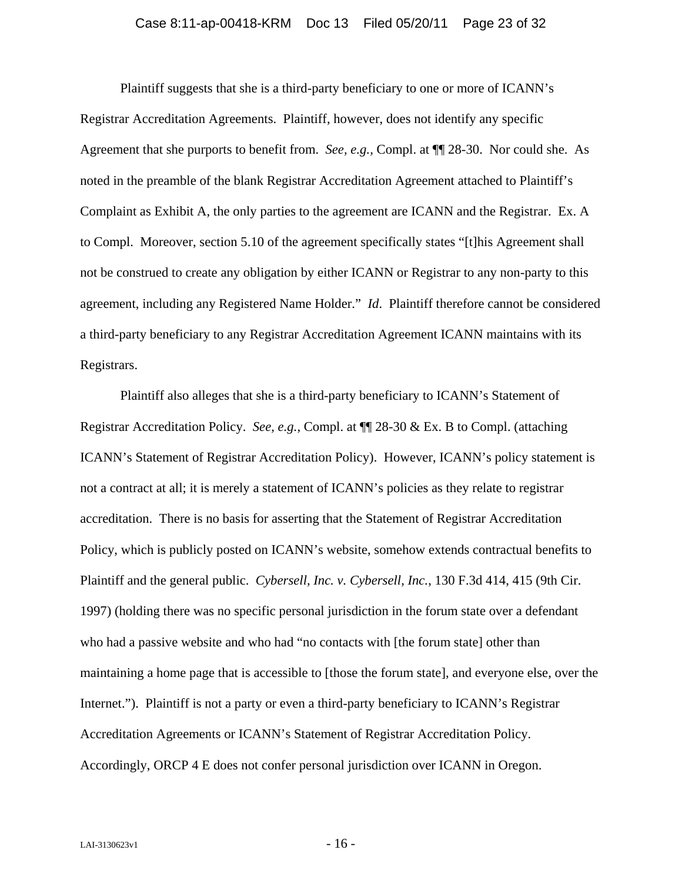Plaintiff suggests that she is a third-party beneficiary to one or more of ICANN's Registrar Accreditation Agreements. Plaintiff, however, does not identify any specific Agreement that she purports to benefit from. *See, e.g.*, Compl. at ¶¶ 28-30. Nor could she. As noted in the preamble of the blank Registrar Accreditation Agreement attached to Plaintiff's Complaint as Exhibit A, the only parties to the agreement are ICANN and the Registrar. Ex. A to Compl. Moreover, section 5.10 of the agreement specifically states "[t]his Agreement shall not be construed to create any obligation by either ICANN or Registrar to any non-party to this agreement, including any Registered Name Holder." *Id*. Plaintiff therefore cannot be considered a third-party beneficiary to any Registrar Accreditation Agreement ICANN maintains with its Registrars.

Plaintiff also alleges that she is a third-party beneficiary to ICANN's Statement of Registrar Accreditation Policy. *See, e.g.*, Compl. at ¶¶ 28-30 & Ex. B to Compl. (attaching ICANN's Statement of Registrar Accreditation Policy). However, ICANN's policy statement is not a contract at all; it is merely a statement of ICANN's policies as they relate to registrar accreditation. There is no basis for asserting that the Statement of Registrar Accreditation Policy, which is publicly posted on ICANN's website, somehow extends contractual benefits to Plaintiff and the general public. *Cybersell, Inc. v. Cybersell, Inc.*, 130 F.3d 414, 415 (9th Cir. 1997) (holding there was no specific personal jurisdiction in the forum state over a defendant who had a passive website and who had "no contacts with [the forum state] other than maintaining a home page that is accessible to [those the forum state], and everyone else, over the Internet."). Plaintiff is not a party or even a third-party beneficiary to ICANN's Registrar Accreditation Agreements or ICANN's Statement of Registrar Accreditation Policy. Accordingly, ORCP 4 E does not confer personal jurisdiction over ICANN in Oregon.

LAI-3130623v1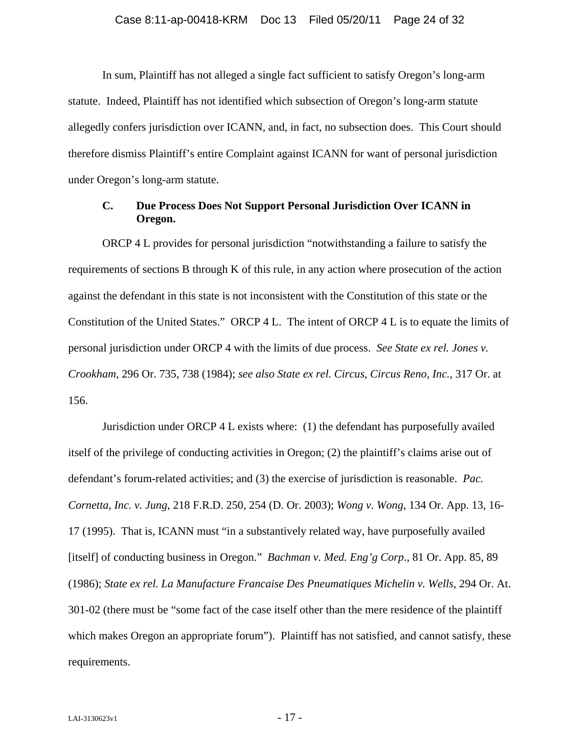In sum, Plaintiff has not alleged a single fact sufficient to satisfy Oregon's long-arm statute. Indeed, Plaintiff has not identified which subsection of Oregon's long-arm statute allegedly confers jurisdiction over ICANN, and, in fact, no subsection does. This Court should therefore dismiss Plaintiff's entire Complaint against ICANN for want of personal jurisdiction under Oregon's long-arm statute.

### C. Due Process Does Not Support Personal Jurisdiction Over ICANN in Oregon.

ORCP 4 L provides for personal jurisdiction "notwithstanding a failure to satisfy the requirements of sections B through K of this rule, in any action where prosecution of the action against the defendant in this state is not inconsistent with the Constitution of this state or the Constitution of the United States." ORCP 4 L. The intent of ORCP 4 L is to equate the limits of personal jurisdiction under ORCP 4 with the limits of due process. *See State ex rel. Jones v. Crookham*, 296 Or. 735, 738 (1984); *see also State ex rel. Circus, Circus Reno, Inc.*, 317 Or. at 156.

Jurisdiction under ORCP 4 L exists where: (1) the defendant has purposefully availed itself of the privilege of conducting activities in Oregon; (2) the plaintiff's claims arise out of defendant's forum-related activities; and (3) the exercise of jurisdiction is reasonable. *Pac. Cornetta, Inc. v. Jung*, 218 F.R.D. 250, 254 (D. Or. 2003); *Wong v. Wong*, 134 Or. App. 13, 16-17 (1995). That is, ICANN must "in a substantively related way, have purposefully availed [itself] of conducting business in Oregon." *Bachman v. Med. Eng'g Corp*., 81 Or. App. 85, 89 (1986); *State ex rel. La Manufacture Francaise Des Pneumatiques Michelin v. Wells*, 294 Or. At. 301-02 (there must be "some fact of the case itself other than the mere residence of the plaintiff which makes Oregon an appropriate forum"). Plaintiff has not satisfied, and cannot satisfy, these requirements.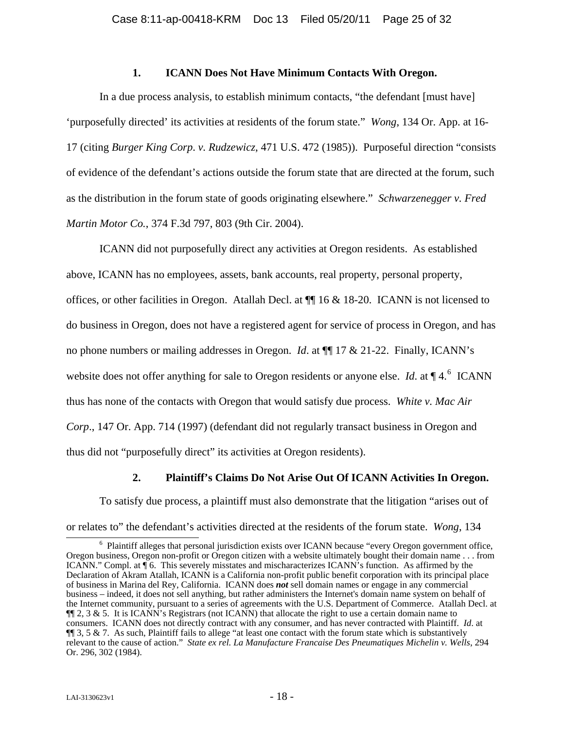### 1. ICANN Does Not Have Minimum Contacts With Oregon.

In a due process analysis, to establish minimum contacts, "the defendant [must have] 'purposefully directed' its activities at residents of the forum state." *Wong*, 134 Or. App. at 16-17 (citing *Burger King Corp. v. Rudzewicz*, 471 U.S. 472 (1985)). Purposeful direction "consists of evidence of the defendant's actions outside the forum state that are directed at the forum, such as the distribution in the forum state of goods originating elsewhere." *Schwarzenegger v. Fred Martin Motor Co.*, 374 F.3d 797, 803 (9th Cir. 2004).

ICANN did not purposefully direct any activities at Oregon residents. As established above, ICANN has no employees, assets, bank accounts, real property, personal property, offices, or other facilities in Oregon. Atallah Decl. at ¶¶ 16 & 18-20. ICANN is not licensed to do business in Oregon, does not have a registered agent for service of process in Oregon, and has no phone numbers or mailing addresses in Oregon. *Id*. at ¶¶ 17 & 21-22. Finally, ICANN's website does not offer anything for sale to Oregon residents or anyone else. *Id*. at ¶ 4.[6] ICANN thus has none of the contacts with Oregon that would satisfy due process. *White v. Mac Air Corp*., 147 Or. App. 714 (1997) (defendant did not regularly transact business in Oregon and thus did not "purposefully direct" its activities at Oregon residents).

### 2. Plaintiff's Claims Do Not Arise Out Of ICANN Activities In Oregon.

To satisfy due process, a plaintiff must also demonstrate that the litigation "arises out of or relates to" the defendant's activities directed at the residents of the forum state. *Wong*, 134

---

[6] Plaintiff alleges that personal jurisdiction exists over ICANN because "every Oregon government office, Oregon business, Oregon non-profit or Oregon citizen with a website ultimately bought their domain name . . . from ICANN." Compl. at ¶ 6. This severely misstates and mischaracterizes ICANN's function. As affirmed by the Declaration of Akram Atallah, ICANN is a California non-profit public benefit corporation with its principal place of business in Marina del Rey, California. ICANN does ***not*** sell domain names or engage in any commercial business – indeed, it does not sell anything, but rather administers the Internet's domain name system on behalf of the Internet community, pursuant to a series of agreements with the U.S. Department of Commerce. Atallah Decl. at ¶¶ 2, 3 & 5. It is ICANN's Registrars (not ICANN) that allocate the right to use a certain domain name to consumers. ICANN does not directly contract with any consumer, and has never contracted with Plaintiff. *Id*. at ¶¶ 3, 5 & 7. As such, Plaintiff fails to allege "at least one contact with the forum state which is substantively relevant to the cause of action." *State ex rel. La Manufacture Francaise Des Pneumatiques Michelin v. Wells*, 294 Or. 296, 302 (1984).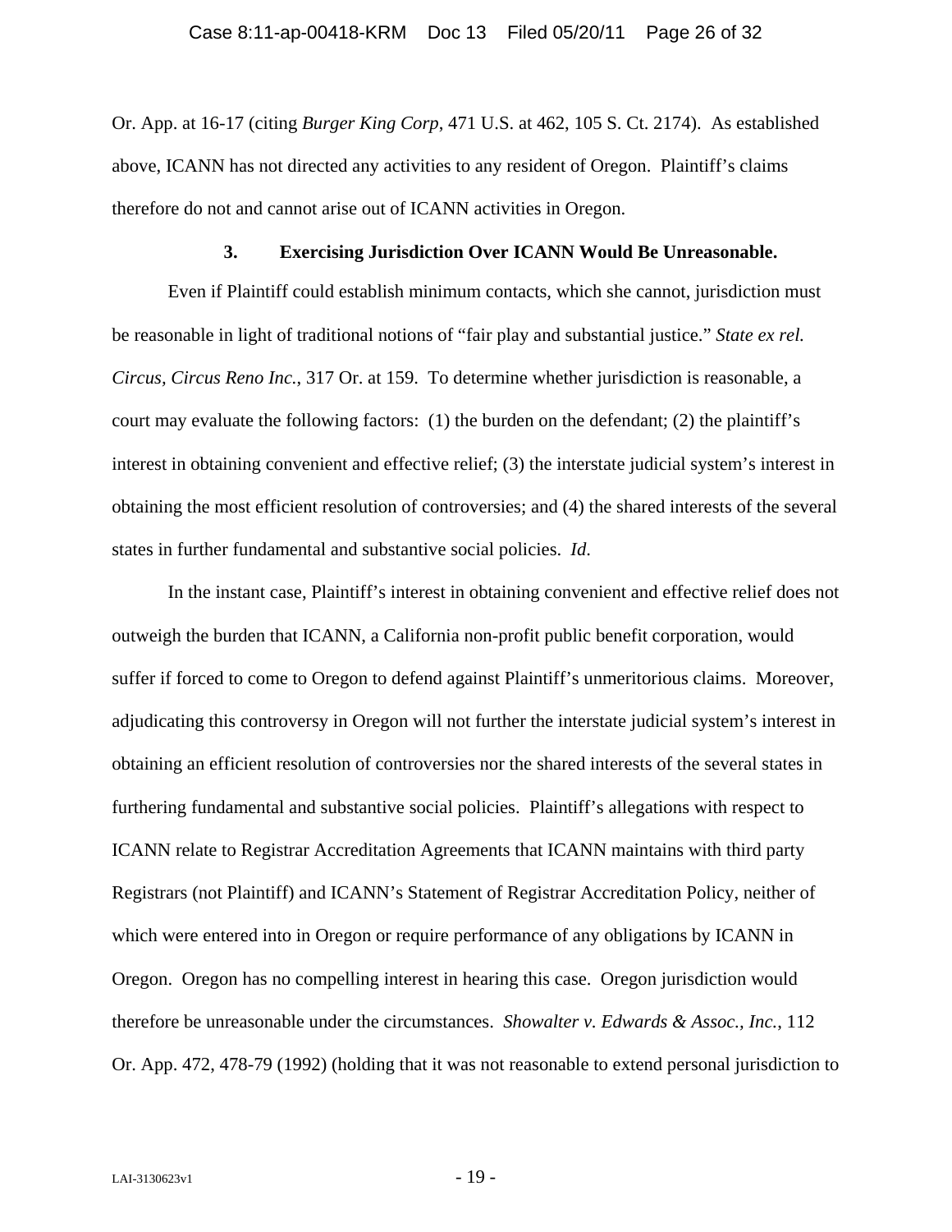Or. App. at 16-17 (citing *Burger King Corp*, 471 U.S. at 462, 105 S. Ct. 2174). As established above, ICANN has not directed any activities to any resident of Oregon. Plaintiff's claims therefore do not and cannot arise out of ICANN activities in Oregon.

### 3. Exercising Jurisdiction Over ICANN Would Be Unreasonable.

Even if Plaintiff could establish minimum contacts, which she cannot, jurisdiction must be reasonable in light of traditional notions of "fair play and substantial justice." *State ex rel. Circus, Circus Reno Inc.*, 317 Or. at 159. To determine whether jurisdiction is reasonable, a court may evaluate the following factors: (1) the burden on the defendant; (2) the plaintiff's interest in obtaining convenient and effective relief; (3) the interstate judicial system's interest in obtaining the most efficient resolution of controversies; and (4) the shared interests of the several states in further fundamental and substantive social policies. *Id.*

In the instant case, Plaintiff's interest in obtaining convenient and effective relief does not outweigh the burden that ICANN, a California non-profit public benefit corporation, would suffer if forced to come to Oregon to defend against Plaintiff's unmeritorious claims. Moreover, adjudicating this controversy in Oregon will not further the interstate judicial system's interest in obtaining an efficient resolution of controversies nor the shared interests of the several states in furthering fundamental and substantive social policies. Plaintiff's allegations with respect to ICANN relate to Registrar Accreditation Agreements that ICANN maintains with third party Registrars (not Plaintiff) and ICANN's Statement of Registrar Accreditation Policy, neither of which were entered into in Oregon or require performance of any obligations by ICANN in Oregon. Oregon has no compelling interest in hearing this case. Oregon jurisdiction would therefore be unreasonable under the circumstances. *Showalter v. Edwards & Assoc., Inc.*, 112 Or. App. 472, 478-79 (1992) (holding that it was not reasonable to extend personal jurisdiction to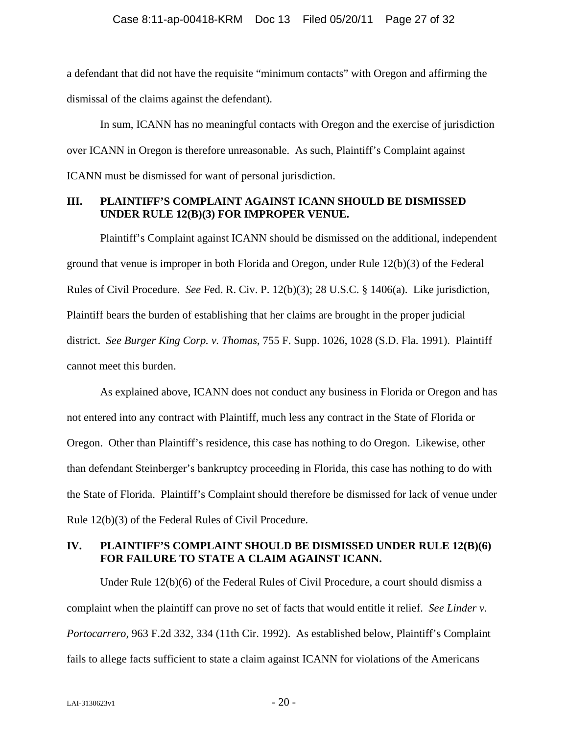a defendant that did not have the requisite "minimum contacts" with Oregon and affirming the dismissal of the claims against the defendant).

In sum, ICANN has no meaningful contacts with Oregon and the exercise of jurisdiction over ICANN in Oregon is therefore unreasonable. As such, Plaintiff's Complaint against ICANN must be dismissed for want of personal jurisdiction.

## III. PLAINTIFF'S COMPLAINT AGAINST ICANN SHOULD BE DISMISSED UNDER RULE 12(B)(3) FOR IMPROPER VENUE.

Plaintiff's Complaint against ICANN should be dismissed on the additional, independent ground that venue is improper in both Florida and Oregon, under Rule 12(b)(3) of the Federal Rules of Civil Procedure. *See* Fed. R. Civ. P. 12(b)(3); 28 U.S.C. § 1406(a). Like jurisdiction, Plaintiff bears the burden of establishing that her claims are brought in the proper judicial district. *See Burger King Corp. v. Thomas*, 755 F. Supp. 1026, 1028 (S.D. Fla. 1991). Plaintiff cannot meet this burden.

As explained above, ICANN does not conduct any business in Florida or Oregon and has not entered into any contract with Plaintiff, much less any contract in the State of Florida or Oregon. Other than Plaintiff's residence, this case has nothing to do Oregon. Likewise, other than defendant Steinberger's bankruptcy proceeding in Florida, this case has nothing to do with the State of Florida. Plaintiff's Complaint should therefore be dismissed for lack of venue under Rule 12(b)(3) of the Federal Rules of Civil Procedure.

## IV. PLAINTIFF'S COMPLAINT SHOULD BE DISMISSED UNDER RULE 12(B)(6) FOR FAILURE TO STATE A CLAIM AGAINST ICANN.

Under Rule 12(b)(6) of the Federal Rules of Civil Procedure, a court should dismiss a complaint when the plaintiff can prove no set of facts that would entitle it relief. *See Linder v. Portocarrero*, 963 F.2d 332, 334 (11th Cir. 1992). As established below, Plaintiff's Complaint fails to allege facts sufficient to state a claim against ICANN for violations of the Americans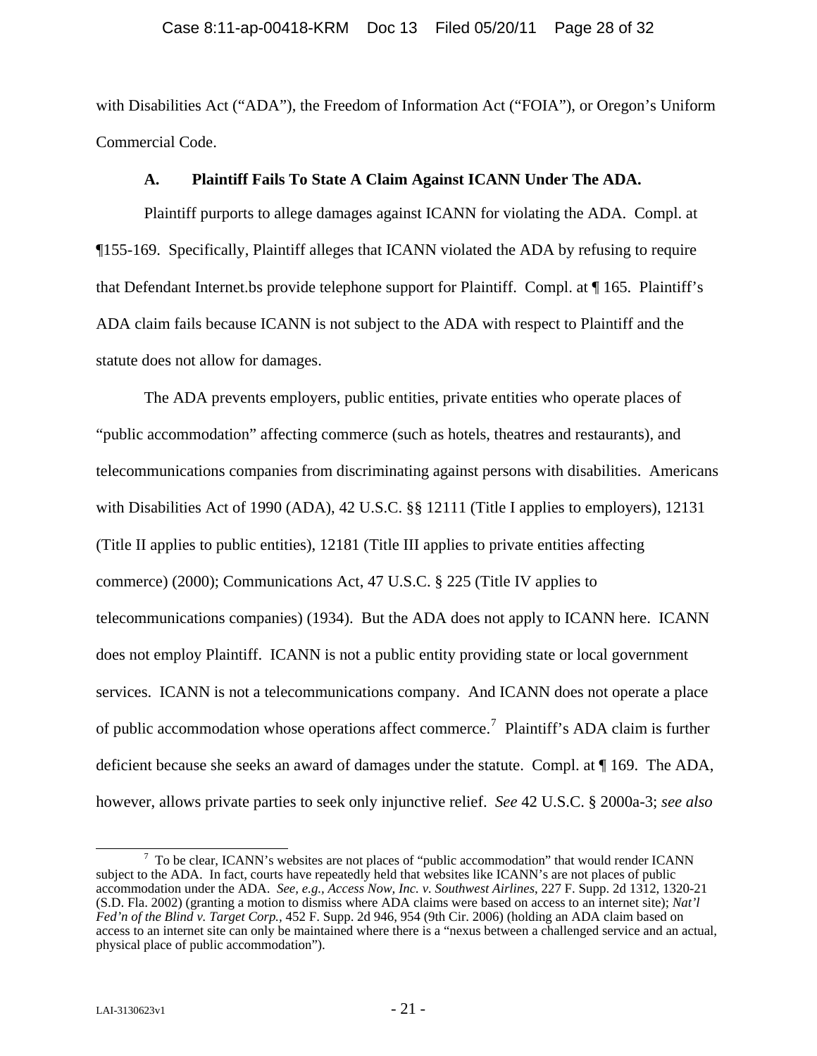with Disabilities Act ("ADA"), the Freedom of Information Act ("FOIA"), or Oregon's Uniform Commercial Code.

### A. Plaintiff Fails To State A Claim Against ICANN Under The ADA.

Plaintiff purports to allege damages against ICANN for violating the ADA. Compl. at ¶155-169. Specifically, Plaintiff alleges that ICANN violated the ADA by refusing to require that Defendant Internet.bs provide telephone support for Plaintiff. Compl. at ¶ 165. Plaintiff's ADA claim fails because ICANN is not subject to the ADA with respect to Plaintiff and the statute does not allow for damages.

The ADA prevents employers, public entities, private entities who operate places of "public accommodation" affecting commerce (such as hotels, theatres and restaurants), and telecommunications companies from discriminating against persons with disabilities. Americans with Disabilities Act of 1990 (ADA), 42 U.S.C. §§ 12111 (Title I applies to employers), 12131 (Title II applies to public entities), 12181 (Title III applies to private entities affecting commerce) (2000); Communications Act, 47 U.S.C. § 225 (Title IV applies to telecommunications companies) (1934). But the ADA does not apply to ICANN here. ICANN does not employ Plaintiff. ICANN is not a public entity providing state or local government services. ICANN is not a telecommunications company. And ICANN does not operate a place of public accommodation whose operations affect commerce.[7] Plaintiff's ADA claim is further deficient because she seeks an award of damages under the statute. Compl. at ¶ 169. The ADA, however, allows private parties to seek only injunctive relief. *See* 42 U.S.C. § 2000a-3; *see also*

---

[7] To be clear, ICANN's websites are not places of "public accommodation" that would render ICANN subject to the ADA. In fact, courts have repeatedly held that websites like ICANN's are not places of public accommodation under the ADA. *See, e.g., Access Now, Inc. v. Southwest Airlines*, 227 F. Supp. 2d 1312, 1320-21 (S.D. Fla. 2002) (granting a motion to dismiss where ADA claims were based on access to an internet site); *Nat'l Fed'n of the Blind v. Target Corp.,* 452 F. Supp. 2d 946, 954 (9th Cir. 2006) (holding an ADA claim based on access to an internet site can only be maintained where there is a "nexus between a challenged service and an actual, physical place of public accommodation").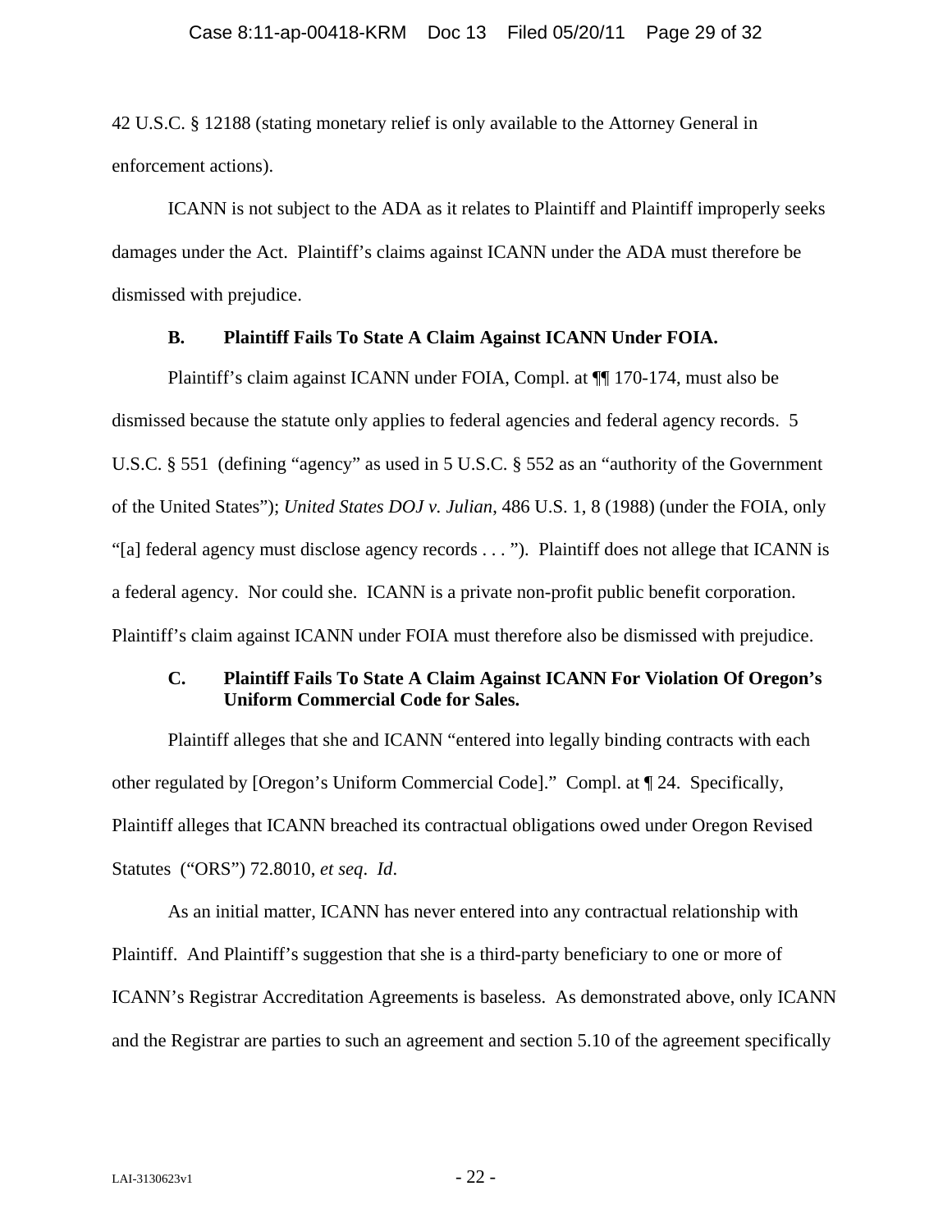42 U.S.C. § 12188 (stating monetary relief is only available to the Attorney General in enforcement actions).

ICANN is not subject to the ADA as it relates to Plaintiff and Plaintiff improperly seeks damages under the Act. Plaintiff's claims against ICANN under the ADA must therefore be dismissed with prejudice.

### B. Plaintiff Fails To State A Claim Against ICANN Under FOIA.

Plaintiff's claim against ICANN under FOIA, Compl. at ¶¶ 170-174, must also be dismissed because the statute only applies to federal agencies and federal agency records. 5 U.S.C. § 551 (defining "agency" as used in 5 U.S.C. § 552 as an "authority of the Government of the United States"); *United States DOJ v. Julian*, 486 U.S. 1, 8 (1988) (under the FOIA, only "[a] federal agency must disclose agency records . . . "). Plaintiff does not allege that ICANN is a federal agency. Nor could she. ICANN is a private non-profit public benefit corporation. Plaintiff's claim against ICANN under FOIA must therefore also be dismissed with prejudice.

### C. Plaintiff Fails To State A Claim Against ICANN For Violation Of Oregon's Uniform Commercial Code for Sales.

Plaintiff alleges that she and ICANN "entered into legally binding contracts with each other regulated by [Oregon's Uniform Commercial Code]." Compl. at ¶ 24. Specifically, Plaintiff alleges that ICANN breached its contractual obligations owed under Oregon Revised Statutes ("ORS") 72.8010, *et seq*. *Id*.

As an initial matter, ICANN has never entered into any contractual relationship with Plaintiff. And Plaintiff's suggestion that she is a third-party beneficiary to one or more of ICANN's Registrar Accreditation Agreements is baseless. As demonstrated above, only ICANN and the Registrar are parties to such an agreement and section 5.10 of the agreement specifically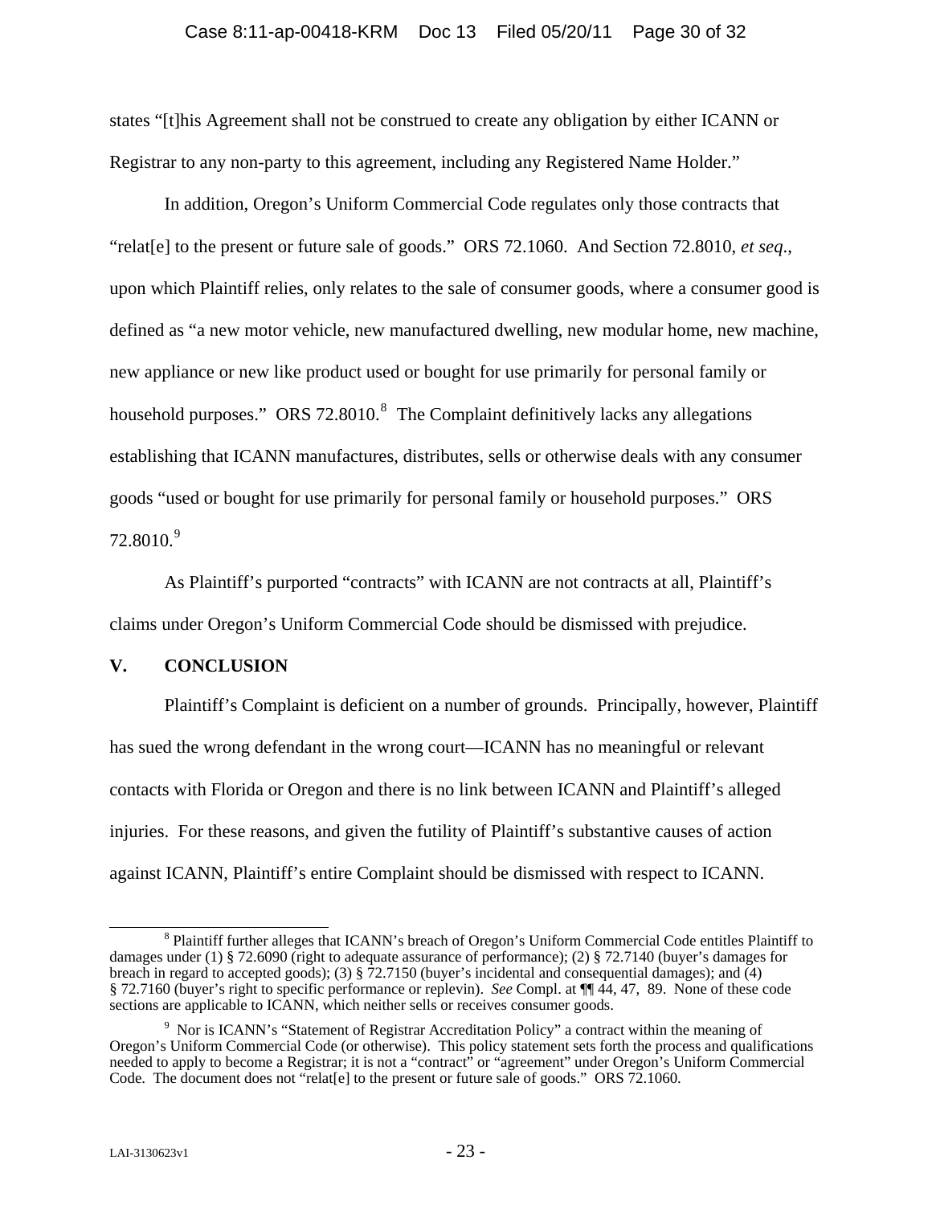states "[t]his Agreement shall not be construed to create any obligation by either ICANN or Registrar to any non-party to this agreement, including any Registered Name Holder."

In addition, Oregon's Uniform Commercial Code regulates only those contracts that "relat[e] to the present or future sale of goods." ORS 72.1060. And Section 72.8010, *et seq*., upon which Plaintiff relies, only relates to the sale of consumer goods, where a consumer good is defined as "a new motor vehicle, new manufactured dwelling, new modular home, new machine, new appliance or new like product used or bought for use primarily for personal family or household purposes." ORS 72.8010.[8] The Complaint definitively lacks any allegations establishing that ICANN manufactures, distributes, sells or otherwise deals with any consumer goods "used or bought for use primarily for personal family or household purposes." ORS 72.8010.[9]

As Plaintiff's purported "contracts" with ICANN are not contracts at all, Plaintiff's claims under Oregon's Uniform Commercial Code should be dismissed with prejudice.

## V. CONCLUSION

Plaintiff's Complaint is deficient on a number of grounds. Principally, however, Plaintiff has sued the wrong defendant in the wrong court—ICANN has no meaningful or relevant contacts with Florida or Oregon and there is no link between ICANN and Plaintiff's alleged injuries. For these reasons, and given the futility of Plaintiff's substantive causes of action against ICANN, Plaintiff's entire Complaint should be dismissed with respect to ICANN.

---

[8] Plaintiff further alleges that ICANN's breach of Oregon's Uniform Commercial Code entitles Plaintiff to damages under (1) § 72.6090 (right to adequate assurance of performance); (2) § 72.7140 (buyer's damages for breach in regard to accepted goods); (3) § 72.7150 (buyer's incidental and consequential damages); and (4) § 72.7160 (buyer's right to specific performance or replevin). *See* Compl. at ¶¶ 44, 47, 89. None of these code sections are applicable to ICANN, which neither sells or receives consumer goods.

[9] Nor is ICANN's "Statement of Registrar Accreditation Policy" a contract within the meaning of Oregon's Uniform Commercial Code (or otherwise). This policy statement sets forth the process and qualifications needed to apply to become a Registrar; it is not a "contract" or "agreement" under Oregon's Uniform Commercial Code. The document does not "relat[e] to the present or future sale of goods." ORS 72.1060.

LAI-3130623v1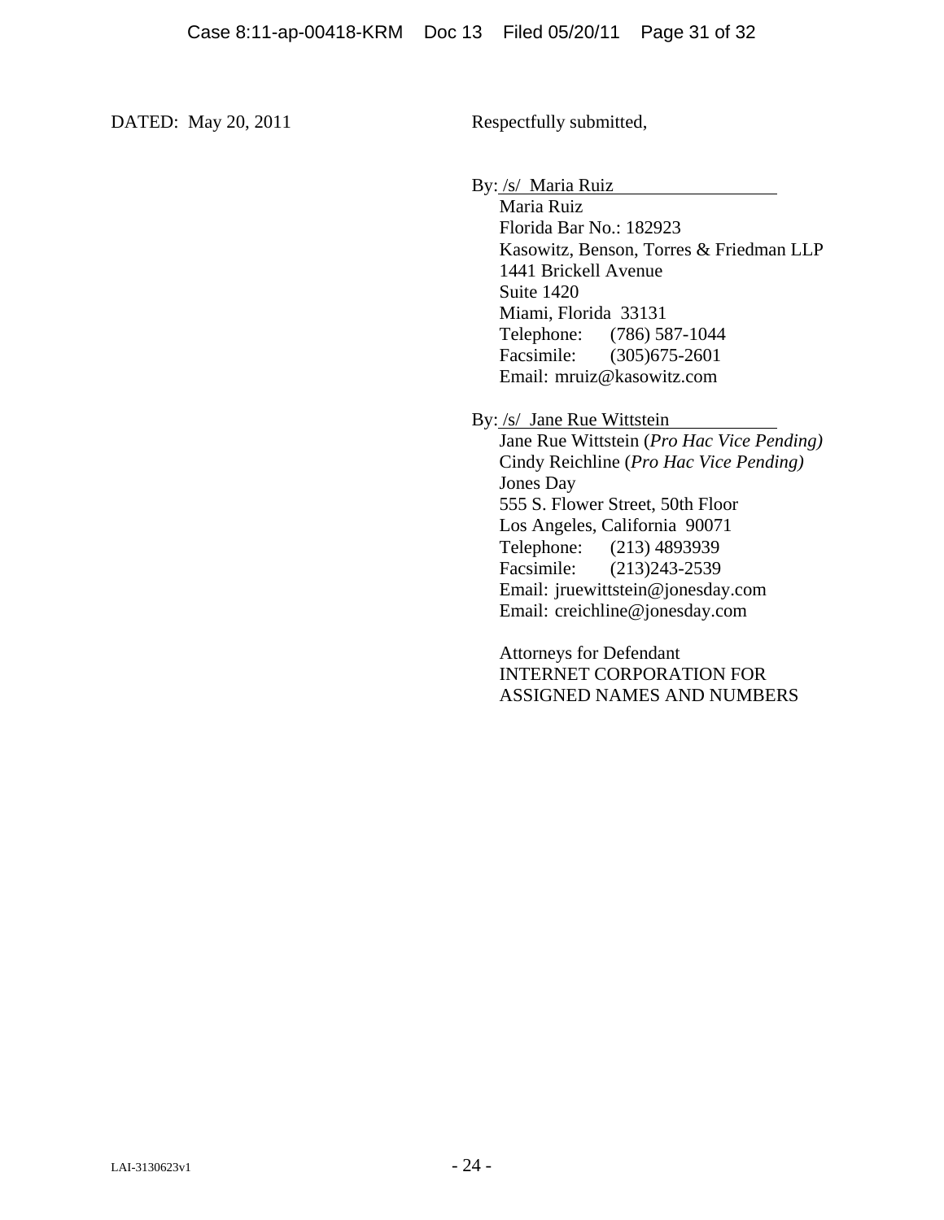DATED: May 20, 2011

Respectfully submitted,

By: /s/ Maria Ruiz

Maria Ruiz
Florida Bar No.: 182923
Kasowitz, Benson, Torres & Friedman LLP
1441 Brickell Avenue
Suite 1420
Miami, Florida 33131
Telephone: (786) 587-1044
Facsimile: (305)675-2601
Email: mruiz@kasowitz.com

By: /s/ Jane Rue Wittstein

Jane Rue Wittstein (*Pro Hac Vice Pending)*
Cindy Reichline (*Pro Hac Vice Pending)*
Jones Day
555 S. Flower Street, 50th Floor
Los Angeles, California 90071
Telephone: (213) 4893939
Facsimile: (213)243-2539
Email: jruewittstein@jonesday.com
Email: creichline@jonesday.com

Attorneys for Defendant
INTERNET CORPORATION FOR
ASSIGNED NAMES AND NUMBERS

LAI-3130623v1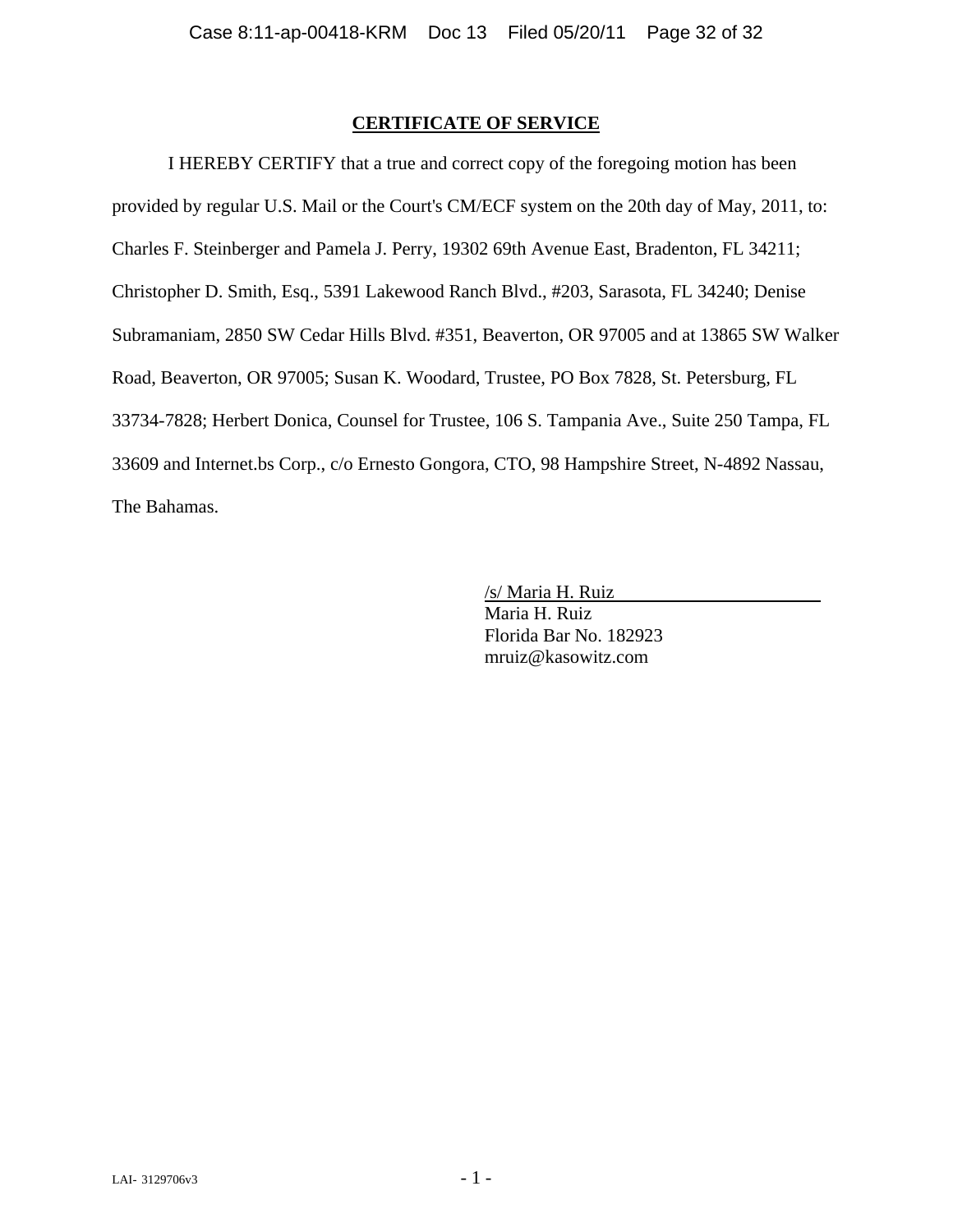## CERTIFICATE OF SERVICE

I HEREBY CERTIFY that a true and correct copy of the foregoing motion has been provided by regular U.S. Mail or the Court's CM/ECF system on the 20th day of May, 2011, to: Charles F. Steinberger and Pamela J. Perry, 19302 69th Avenue East, Bradenton, FL 34211; Christopher D. Smith, Esq., 5391 Lakewood Ranch Blvd., #203, Sarasota, FL 34240; Denise Subramaniam, 2850 SW Cedar Hills Blvd. #351, Beaverton, OR 97005 and at 13865 SW Walker Road, Beaverton, OR 97005; Susan K. Woodard, Trustee, PO Box 7828, St. Petersburg, FL 33734-7828; Herbert Donica, Counsel for Trustee, 106 S. Tampania Ave., Suite 250 Tampa, FL 33609 and Internet.bs Corp., c/o Ernesto Gongora, CTO, 98 Hampshire Street, N-4892 Nassau, The Bahamas.

/s/ Maria H. Ruiz
Maria H. Ruiz
Florida Bar No. 182923
mruiz@kasowitz.com

LAI- 3129706v3